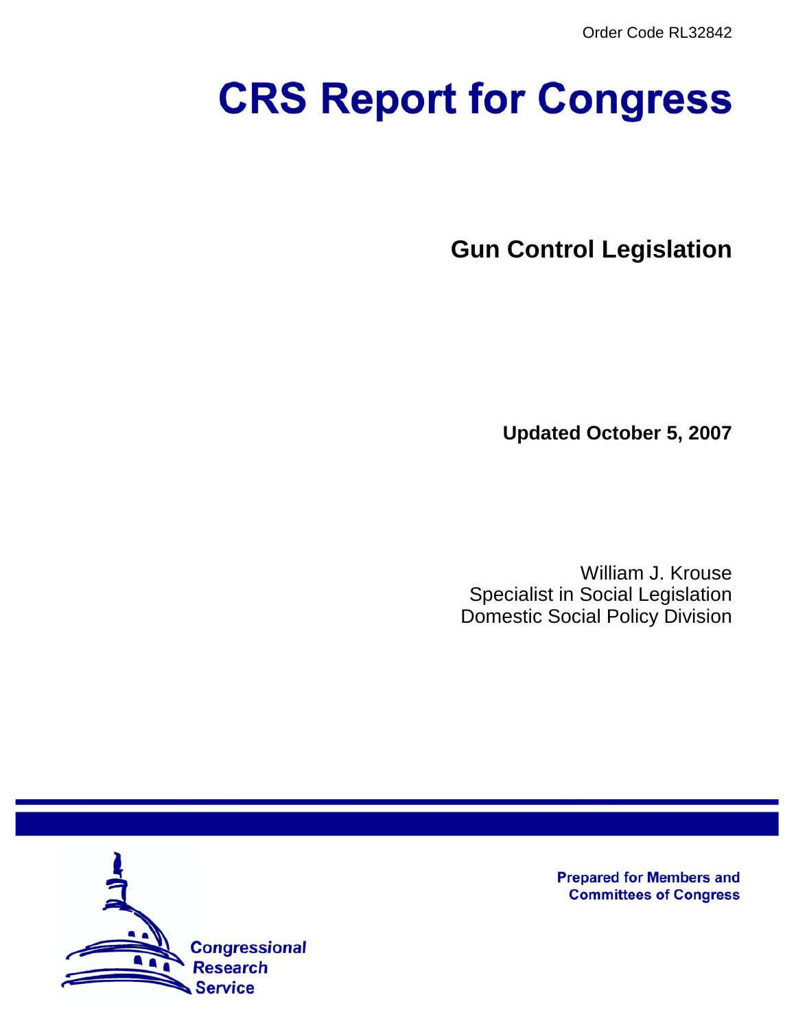Order Code RL32842

# CRS Report for Congress

## Gun Control Legislation

**Updated October 5, 2007**

William J. Krouse
Specialist in Social Legislation
Domestic Social Policy Division

Prepared for Members and Committees of Congress

Congressional Research Service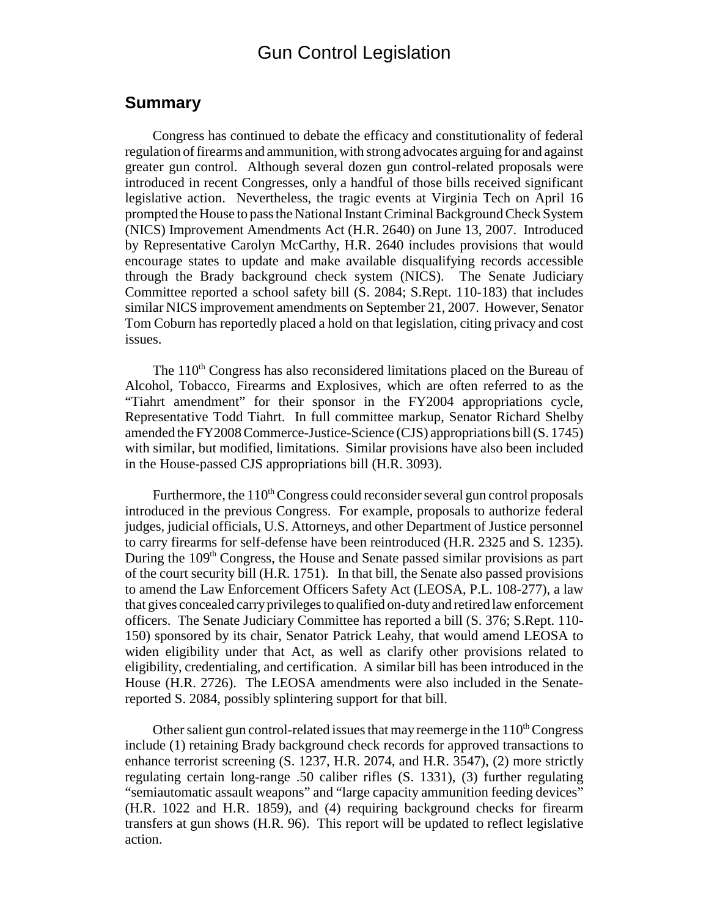# Gun Control Legislation

## Summary

Congress has continued to debate the efficacy and constitutionality of federal regulation of firearms and ammunition, with strong advocates arguing for and against greater gun control. Although several dozen gun control-related proposals were introduced in recent Congresses, only a handful of those bills received significant legislative action. Nevertheless, the tragic events at Virginia Tech on April 16 prompted the House to pass the National Instant Criminal Background Check System (NICS) Improvement Amendments Act (H.R. 2640) on June 13, 2007. Introduced by Representative Carolyn McCarthy, H.R. 2640 includes provisions that would encourage states to update and make available disqualifying records accessible through the Brady background check system (NICS). The Senate Judiciary Committee reported a school safety bill (S. 2084; S.Rept. 110-183) that includes similar NICS improvement amendments on September 21, 2007. However, Senator Tom Coburn has reportedly placed a hold on that legislation, citing privacy and cost issues.

The 110th Congress has also reconsidered limitations placed on the Bureau of Alcohol, Tobacco, Firearms and Explosives, which are often referred to as the "Tiahrt amendment" for their sponsor in the FY2004 appropriations cycle, Representative Todd Tiahrt. In full committee markup, Senator Richard Shelby amended the FY2008 Commerce-Justice-Science (CJS) appropriations bill (S. 1745) with similar, but modified, limitations. Similar provisions have also been included in the House-passed CJS appropriations bill (H.R. 3093).

Furthermore, the 110th Congress could reconsider several gun control proposals introduced in the previous Congress. For example, proposals to authorize federal judges, judicial officials, U.S. Attorneys, and other Department of Justice personnel to carry firearms for self-defense have been reintroduced (H.R. 2325 and S. 1235). During the 109th Congress, the House and Senate passed similar provisions as part of the court security bill (H.R. 1751). In that bill, the Senate also passed provisions to amend the Law Enforcement Officers Safety Act (LEOSA, P.L. 108-277), a law that gives concealed carry privileges to qualified on-duty and retired law enforcement officers. The Senate Judiciary Committee has reported a bill (S. 376; S.Rept. 110-150) sponsored by its chair, Senator Patrick Leahy, that would amend LEOSA to widen eligibility under that Act, as well as clarify other provisions related to eligibility, credentialing, and certification. A similar bill has been introduced in the House (H.R. 2726). The LEOSA amendments were also included in the Senate-reported S. 2084, possibly splintering support for that bill.

Other salient gun control-related issues that may reemerge in the 110th Congress include (1) retaining Brady background check records for approved transactions to enhance terrorist screening (S. 1237, H.R. 2074, and H.R. 3547), (2) more strictly regulating certain long-range .50 caliber rifles (S. 1331), (3) further regulating "semiautomatic assault weapons" and "large capacity ammunition feeding devices" (H.R. 1022 and H.R. 1859), and (4) requiring background checks for firearm transfers at gun shows (H.R. 96). This report will be updated to reflect legislative action.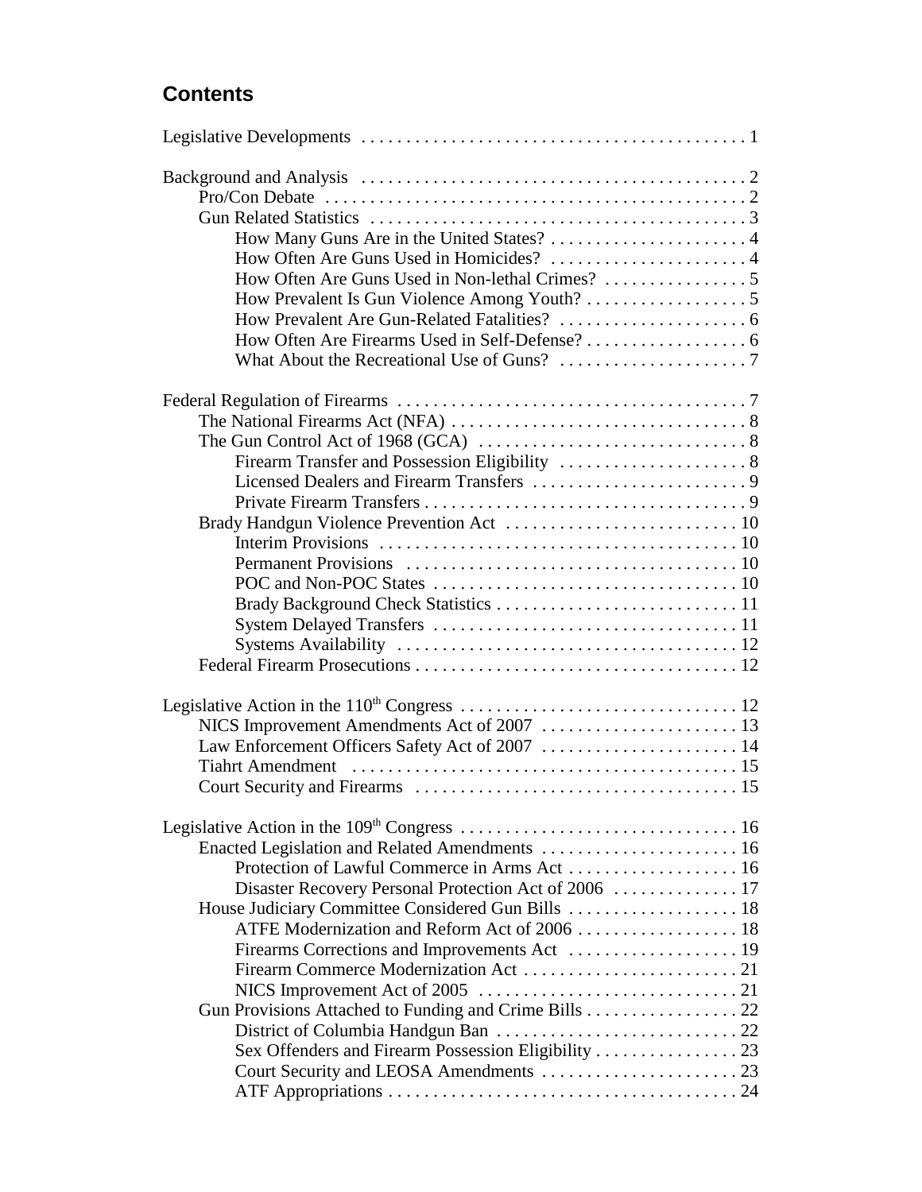## Contents

Legislative Developments . . . . . . . . . . . . . . . . . . . . . . . . . . . . . . . . . . . . . . . . . . 1

Background and Analysis . . . . . . . . . . . . . . . . . . . . . . . . . . . . . . . . . . . . . . . . . . 2
- Pro/Con Debate . . . . . . . . . . . . . . . . . . . . . . . . . . . . . . . . . . . . . . . . . . . . . . 2
- Gun Related Statistics . . . . . . . . . . . . . . . . . . . . . . . . . . . . . . . . . . . . . . . . . 3
  - How Many Guns Are in the United States? . . . . . . . . . . . . . . . . . . . . . . 4
  - How Often Are Guns Used in Homicides? . . . . . . . . . . . . . . . . . . . . . . 4
  - How Often Are Guns Used in Non-lethal Crimes? . . . . . . . . . . . . . . . . 5
  - How Prevalent Is Gun Violence Among Youth? . . . . . . . . . . . . . . . . . . 5
  - How Prevalent Are Gun-Related Fatalities? . . . . . . . . . . . . . . . . . . . . . 6
  - How Often Are Firearms Used in Self-Defense? . . . . . . . . . . . . . . . . . . 6
  - What About the Recreational Use of Guns? . . . . . . . . . . . . . . . . . . . . . 7

Federal Regulation of Firearms . . . . . . . . . . . . . . . . . . . . . . . . . . . . . . . . . . . . . . . 7
- The National Firearms Act (NFA) . . . . . . . . . . . . . . . . . . . . . . . . . . . . . . . . 8
- The Gun Control Act of 1968 (GCA) . . . . . . . . . . . . . . . . . . . . . . . . . . . . . 8
  - Firearm Transfer and Possession Eligibility . . . . . . . . . . . . . . . . . . . . . 8
  - Licensed Dealers and Firearm Transfers . . . . . . . . . . . . . . . . . . . . . . . . 9
  - Private Firearm Transfers . . . . . . . . . . . . . . . . . . . . . . . . . . . . . . . . . . . 9
- Brady Handgun Violence Prevention Act . . . . . . . . . . . . . . . . . . . . . . . . . . 10
  - Interim Provisions . . . . . . . . . . . . . . . . . . . . . . . . . . . . . . . . . . . . . . . . 10
  - Permanent Provisions . . . . . . . . . . . . . . . . . . . . . . . . . . . . . . . . . . . . . 10
  - POC and Non-POC States . . . . . . . . . . . . . . . . . . . . . . . . . . . . . . . . . . 10
  - Brady Background Check Statistics . . . . . . . . . . . . . . . . . . . . . . . . . . . 11
  - System Delayed Transfers . . . . . . . . . . . . . . . . . . . . . . . . . . . . . . . . . . 11
  - Systems Availability . . . . . . . . . . . . . . . . . . . . . . . . . . . . . . . . . . . . . . 12
- Federal Firearm Prosecutions . . . . . . . . . . . . . . . . . . . . . . . . . . . . . . . . . . . . 12

Legislative Action in the 110th Congress . . . . . . . . . . . . . . . . . . . . . . . . . . . . . . . 12
- NICS Improvement Amendments Act of 2007 . . . . . . . . . . . . . . . . . . . . . . 13
- Law Enforcement Officers Safety Act of 2007 . . . . . . . . . . . . . . . . . . . . . . 14
- Tiahrt Amendment . . . . . . . . . . . . . . . . . . . . . . . . . . . . . . . . . . . . . . . . . . . 15
- Court Security and Firearms . . . . . . . . . . . . . . . . . . . . . . . . . . . . . . . . . . . . 15

Legislative Action in the 109th Congress . . . . . . . . . . . . . . . . . . . . . . . . . . . . . . . 16
- Enacted Legislation and Related Amendments . . . . . . . . . . . . . . . . . . . . . . 16
  - Protection of Lawful Commerce in Arms Act . . . . . . . . . . . . . . . . . . . 16
  - Disaster Recovery Personal Protection Act of 2006 . . . . . . . . . . . . . . 17
- House Judiciary Committee Considered Gun Bills . . . . . . . . . . . . . . . . . . . 18
  - ATFE Modernization and Reform Act of 2006 . . . . . . . . . . . . . . . . . . 18
  - Firearms Corrections and Improvements Act . . . . . . . . . . . . . . . . . . . 19
  - Firearm Commerce Modernization Act . . . . . . . . . . . . . . . . . . . . . . . . 21
  - NICS Improvement Act of 2005 . . . . . . . . . . . . . . . . . . . . . . . . . . . . . 21
- Gun Provisions Attached to Funding and Crime Bills . . . . . . . . . . . . . . . . . 22
  - District of Columbia Handgun Ban . . . . . . . . . . . . . . . . . . . . . . . . . . . 22
  - Sex Offenders and Firearm Possession Eligibility . . . . . . . . . . . . . . . . 23
  - Court Security and LEOSA Amendments . . . . . . . . . . . . . . . . . . . . . . 23
  - ATF Appropriations . . . . . . . . . . . . . . . . . . . . . . . . . . . . . . . . . . . . . . . 24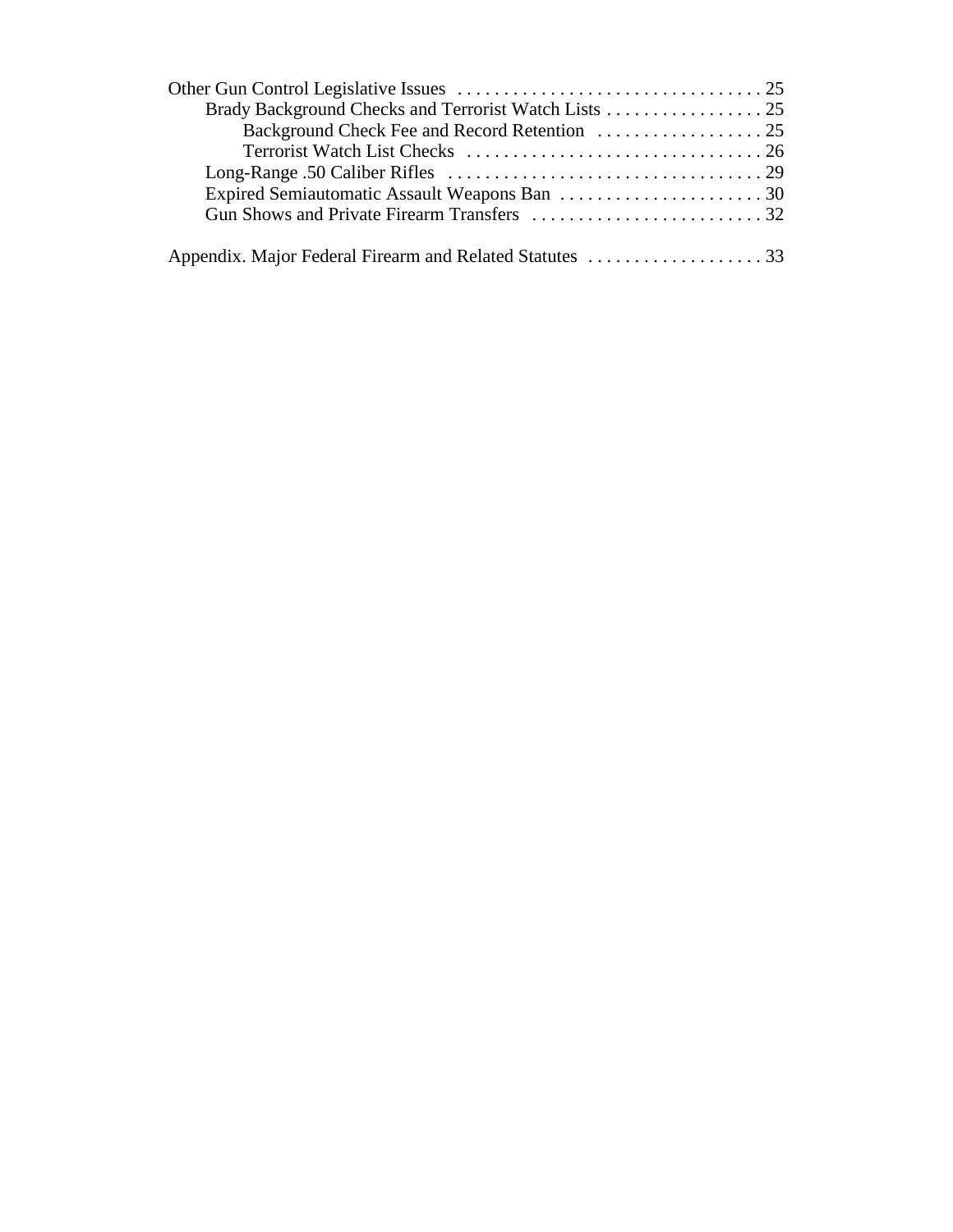Other Gun Control Legislative Issues . . . . . . . . . . . . . . . . . . . . . . . . . . . . . . . . . 25
  - Brady Background Checks and Terrorist Watch Lists . . . . . . . . . . . . . . . . . 25
    - Background Check Fee and Record Retention . . . . . . . . . . . . . . . . . . 25
    - Terrorist Watch List Checks . . . . . . . . . . . . . . . . . . . . . . . . . . . . . . . . 26
  - Long-Range .50 Caliber Rifles . . . . . . . . . . . . . . . . . . . . . . . . . . . . . . . . . . 29
  - Expired Semiautomatic Assault Weapons Ban . . . . . . . . . . . . . . . . . . . . . . . 30
  - Gun Shows and Private Firearm Transfers . . . . . . . . . . . . . . . . . . . . . . . . . . 32

Appendix. Major Federal Firearm and Related Statutes . . . . . . . . . . . . . . . . . . . 33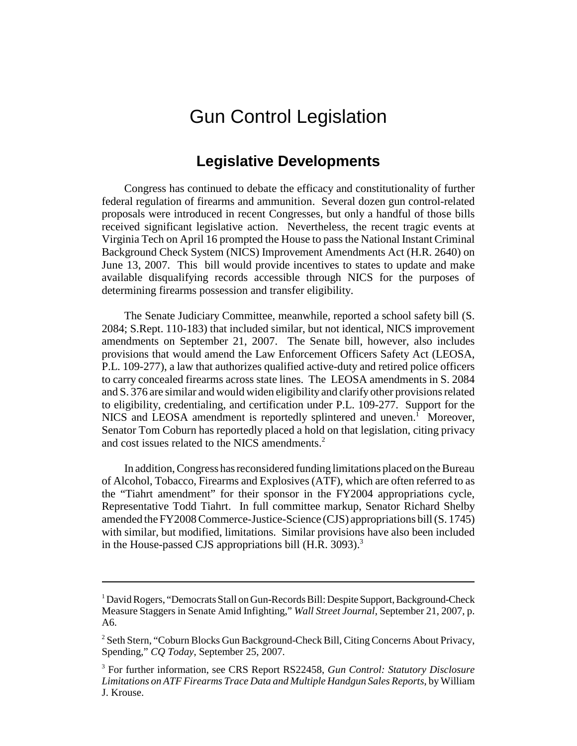# Gun Control Legislation

## Legislative Developments

Congress has continued to debate the efficacy and constitutionality of further federal regulation of firearms and ammunition. Several dozen gun control-related proposals were introduced in recent Congresses, but only a handful of those bills received significant legislative action. Nevertheless, the recent tragic events at Virginia Tech on April 16 prompted the House to pass the National Instant Criminal Background Check System (NICS) Improvement Amendments Act (H.R. 2640) on June 13, 2007. This bill would provide incentives to states to update and make available disqualifying records accessible through NICS for the purposes of determining firearms possession and transfer eligibility.

The Senate Judiciary Committee, meanwhile, reported a school safety bill (S. 2084; S.Rept. 110-183) that included similar, but not identical, NICS improvement amendments on September 21, 2007. The Senate bill, however, also includes provisions that would amend the Law Enforcement Officers Safety Act (LEOSA, P.L. 109-277), a law that authorizes qualified active-duty and retired police officers to carry concealed firearms across state lines. The LEOSA amendments in S. 2084 and S. 376 are similar and would widen eligibility and clarify other provisions related to eligibility, credentialing, and certification under P.L. 109-277. Support for the NICS and LEOSA amendment is reportedly splintered and uneven.[1] Moreover, Senator Tom Coburn has reportedly placed a hold on that legislation, citing privacy and cost issues related to the NICS amendments.[2]

In addition, Congress has reconsidered funding limitations placed on the Bureau of Alcohol, Tobacco, Firearms and Explosives (ATF), which are often referred to as the "Tiahrt amendment" for their sponsor in the FY2004 appropriations cycle, Representative Todd Tiahrt. In full committee markup, Senator Richard Shelby amended the FY2008 Commerce-Justice-Science (CJS) appropriations bill (S. 1745) with similar, but modified, limitations. Similar provisions have also been included in the House-passed CJS appropriations bill (H.R. 3093).[3]

---

[1] David Rogers, "Democrats Stall on Gun-Records Bill: Despite Support, Background-Check Measure Staggers in Senate Amid Infighting," *Wall Street Journal*, September 21, 2007, p. A6.

[2] Seth Stern, "Coburn Blocks Gun Background-Check Bill, Citing Concerns About Privacy, Spending," *CQ Today*, September 25, 2007.

[3] For further information, see CRS Report RS22458, *Gun Control: Statutory Disclosure Limitations on ATF Firearms Trace Data and Multiple Handgun Sales Reports*, by William J. Krouse.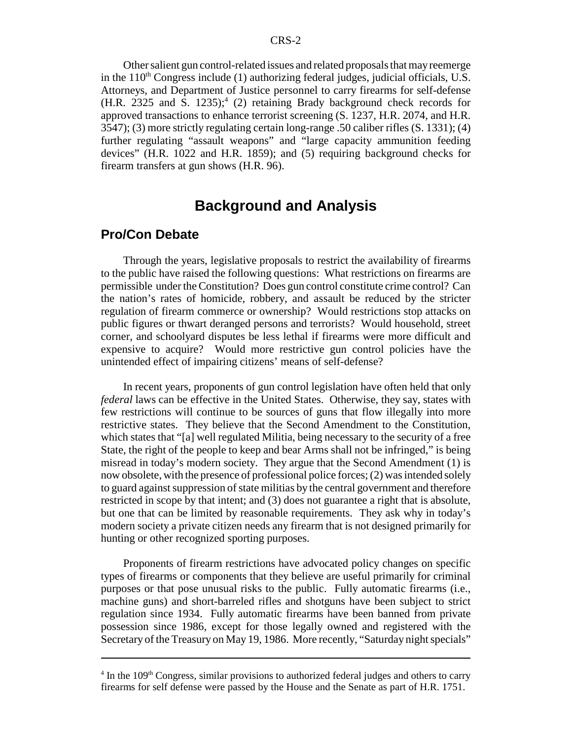Other salient gun control-related issues and related proposals that may reemerge in the 110th Congress include (1) authorizing federal judges, judicial officials, U.S. Attorneys, and Department of Justice personnel to carry firearms for self-defense (H.R. 2325 and S. 1235);[4] (2) retaining Brady background check records for approved transactions to enhance terrorist screening (S. 1237, H.R. 2074, and H.R. 3547); (3) more strictly regulating certain long-range .50 caliber rifles (S. 1331); (4) further regulating "assault weapons" and "large capacity ammunition feeding devices" (H.R. 1022 and H.R. 1859); and (5) requiring background checks for firearm transfers at gun shows (H.R. 96).

# Background and Analysis

## Pro/Con Debate

Through the years, legislative proposals to restrict the availability of firearms to the public have raised the following questions: What restrictions on firearms are permissible under the Constitution? Does gun control constitute crime control? Can the nation's rates of homicide, robbery, and assault be reduced by the stricter regulation of firearm commerce or ownership? Would restrictions stop attacks on public figures or thwart deranged persons and terrorists? Would household, street corner, and schoolyard disputes be less lethal if firearms were more difficult and expensive to acquire? Would more restrictive gun control policies have the unintended effect of impairing citizens' means of self-defense?

In recent years, proponents of gun control legislation have often held that only *federal* laws can be effective in the United States. Otherwise, they say, states with few restrictions will continue to be sources of guns that flow illegally into more restrictive states. They believe that the Second Amendment to the Constitution, which states that "[a] well regulated Militia, being necessary to the security of a free State, the right of the people to keep and bear Arms shall not be infringed," is being misread in today's modern society. They argue that the Second Amendment (1) is now obsolete, with the presence of professional police forces; (2) was intended solely to guard against suppression of state militias by the central government and therefore restricted in scope by that intent; and (3) does not guarantee a right that is absolute, but one that can be limited by reasonable requirements. They ask why in today's modern society a private citizen needs any firearm that is not designed primarily for hunting or other recognized sporting purposes.

Proponents of firearm restrictions have advocated policy changes on specific types of firearms or components that they believe are useful primarily for criminal purposes or that pose unusual risks to the public. Fully automatic firearms (i.e., machine guns) and short-barreled rifles and shotguns have been subject to strict regulation since 1934. Fully automatic firearms have been banned from private possession since 1986, except for those legally owned and registered with the Secretary of the Treasury on May 19, 1986. More recently, "Saturday night specials"

---

[4] In the 109th Congress, similar provisions to authorized federal judges and others to carry firearms for self defense were passed by the House and the Senate as part of H.R. 1751.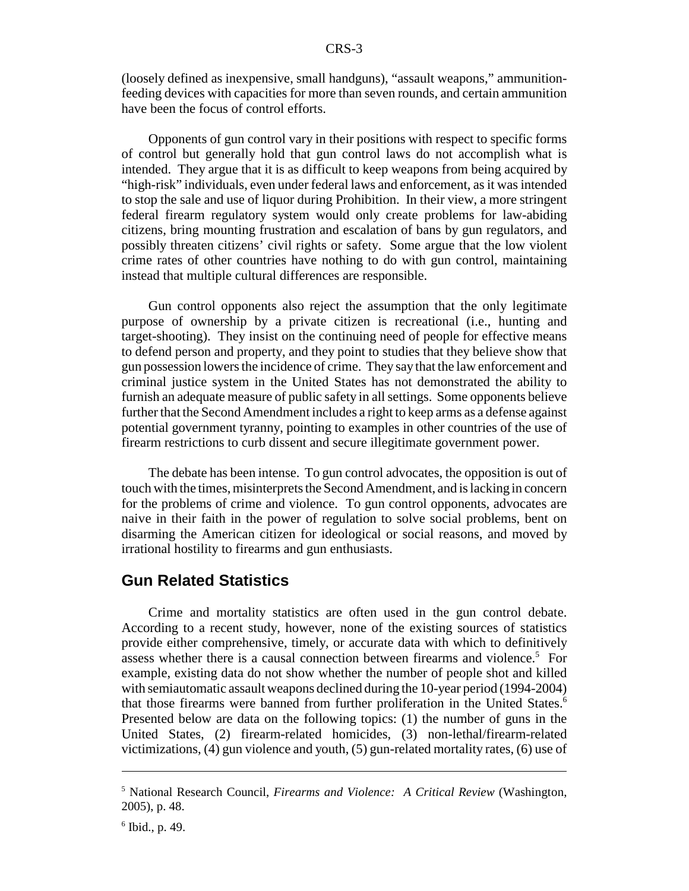(loosely defined as inexpensive, small handguns), "assault weapons," ammunition-feeding devices with capacities for more than seven rounds, and certain ammunition have been the focus of control efforts.

Opponents of gun control vary in their positions with respect to specific forms of control but generally hold that gun control laws do not accomplish what is intended. They argue that it is as difficult to keep weapons from being acquired by "high-risk" individuals, even under federal laws and enforcement, as it was intended to stop the sale and use of liquor during Prohibition. In their view, a more stringent federal firearm regulatory system would only create problems for law-abiding citizens, bring mounting frustration and escalation of bans by gun regulators, and possibly threaten citizens' civil rights or safety. Some argue that the low violent crime rates of other countries have nothing to do with gun control, maintaining instead that multiple cultural differences are responsible.

Gun control opponents also reject the assumption that the only legitimate purpose of ownership by a private citizen is recreational (i.e., hunting and target-shooting). They insist on the continuing need of people for effective means to defend person and property, and they point to studies that they believe show that gun possession lowers the incidence of crime. They say that the law enforcement and criminal justice system in the United States has not demonstrated the ability to furnish an adequate measure of public safety in all settings. Some opponents believe further that the Second Amendment includes a right to keep arms as a defense against potential government tyranny, pointing to examples in other countries of the use of firearm restrictions to curb dissent and secure illegitimate government power.

The debate has been intense. To gun control advocates, the opposition is out of touch with the times, misinterprets the Second Amendment, and is lacking in concern for the problems of crime and violence. To gun control opponents, advocates are naive in their faith in the power of regulation to solve social problems, bent on disarming the American citizen for ideological or social reasons, and moved by irrational hostility to firearms and gun enthusiasts.

## Gun Related Statistics

Crime and mortality statistics are often used in the gun control debate. According to a recent study, however, none of the existing sources of statistics provide either comprehensive, timely, or accurate data with which to definitively assess whether there is a causal connection between firearms and violence.[5] For example, existing data do not show whether the number of people shot and killed with semiautomatic assault weapons declined during the 10-year period (1994-2004) that those firearms were banned from further proliferation in the United States.[6] Presented below are data on the following topics: (1) the number of guns in the United States, (2) firearm-related homicides, (3) non-lethal/firearm-related victimizations, (4) gun violence and youth, (5) gun-related mortality rates, (6) use of

---

[5] National Research Council, *Firearms and Violence: A Critical Review* (Washington, 2005), p. 48.

[6] Ibid., p. 49.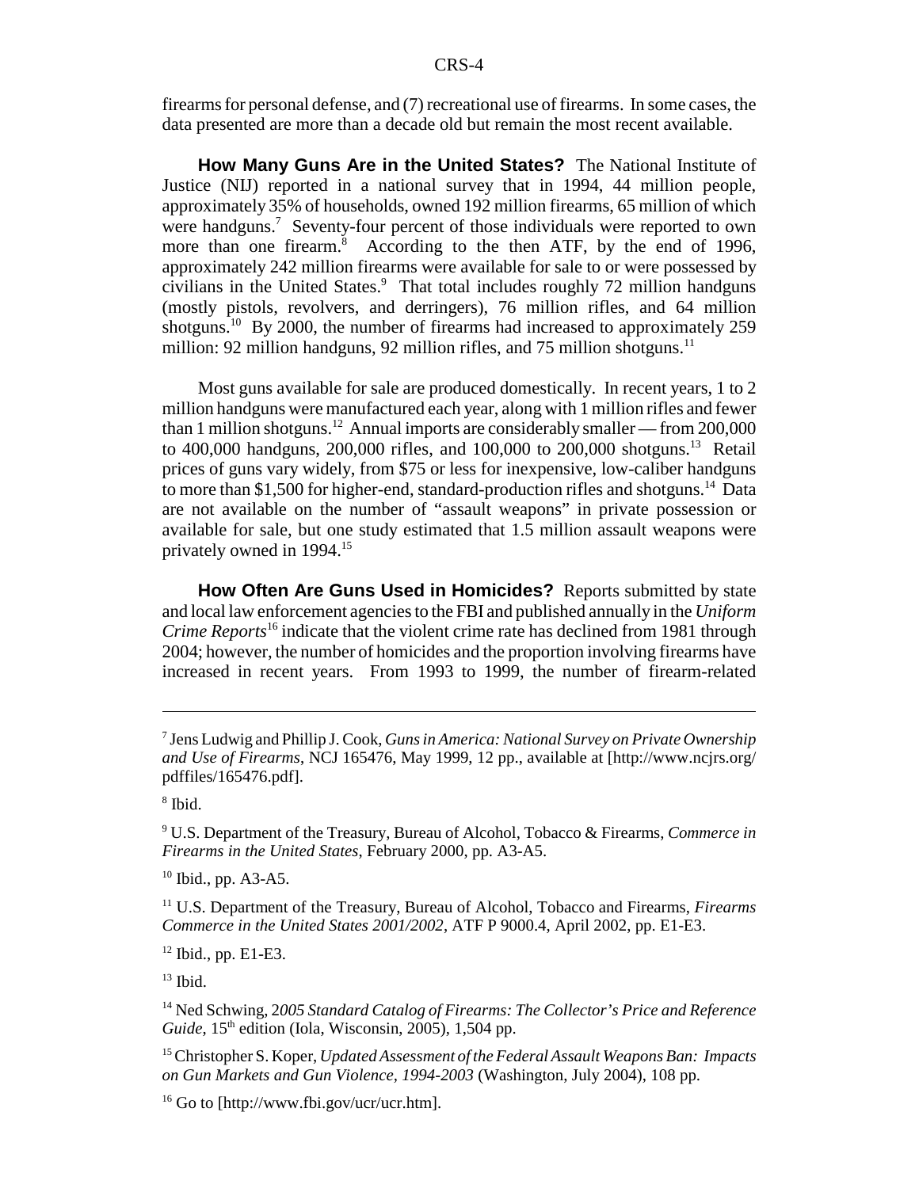firearms for personal defense, and (7) recreational use of firearms. In some cases, the data presented are more than a decade old but remain the most recent available.

**How Many Guns Are in the United States?** The National Institute of Justice (NIJ) reported in a national survey that in 1994, 44 million people, approximately 35% of households, owned 192 million firearms, 65 million of which were handguns.[7] Seventy-four percent of those individuals were reported to own more than one firearm.[8] According to the then ATF, by the end of 1996, approximately 242 million firearms were available for sale to or were possessed by civilians in the United States.[9] That total includes roughly 72 million handguns (mostly pistols, revolvers, and derringers), 76 million rifles, and 64 million shotguns.[10] By 2000, the number of firearms had increased to approximately 259 million: 92 million handguns, 92 million rifles, and 75 million shotguns.[11]

Most guns available for sale are produced domestically. In recent years, 1 to 2 million handguns were manufactured each year, along with 1 million rifles and fewer than 1 million shotguns.[12] Annual imports are considerably smaller — from 200,000 to 400,000 handguns, 200,000 rifles, and 100,000 to 200,000 shotguns.[13] Retail prices of guns vary widely, from $75 or less for inexpensive, low-caliber handguns to more than $1,500 for higher-end, standard-production rifles and shotguns.[14] Data are not available on the number of "assault weapons" in private possession or available for sale, but one study estimated that 1.5 million assault weapons were privately owned in 1994.[15]

**How Often Are Guns Used in Homicides?** Reports submitted by state and local law enforcement agencies to the FBI and published annually in the *Uniform Crime Reports*[16] indicate that the violent crime rate has declined from 1981 through 2004; however, the number of homicides and the proportion involving firearms have increased in recent years. From 1993 to 1999, the number of firearm-related

---

[7] Jens Ludwig and Phillip J. Cook, *Guns in America: National Survey on Private Ownership and Use of Firearms*, NCJ 165476, May 1999, 12 pp., available at [http://www.ncjrs.org/pdffiles/165476.pdf].

[8] Ibid.

[9] U.S. Department of the Treasury, Bureau of Alcohol, Tobacco & Firearms, *Commerce in Firearms in the United States*, February 2000, pp. A3-A5.

[10] Ibid., pp. A3-A5.

[11] U.S. Department of the Treasury, Bureau of Alcohol, Tobacco and Firearms, *Firearms Commerce in the United States 2001/2002*, ATF P 9000.4, April 2002, pp. E1-E3.

[12] Ibid., pp. E1-E3.

[13] Ibid.

[14] Ned Schwing, *2005 Standard Catalog of Firearms: The Collector's Price and Reference Guide*, 15th edition (Iola, Wisconsin, 2005), 1,504 pp.

[15] Christopher S. Koper, *Updated Assessment of the Federal Assault Weapons Ban: Impacts on Gun Markets and Gun Violence, 1994-2003* (Washington, July 2004), 108 pp.

[16] Go to [http://www.fbi.gov/ucr/ucr.htm].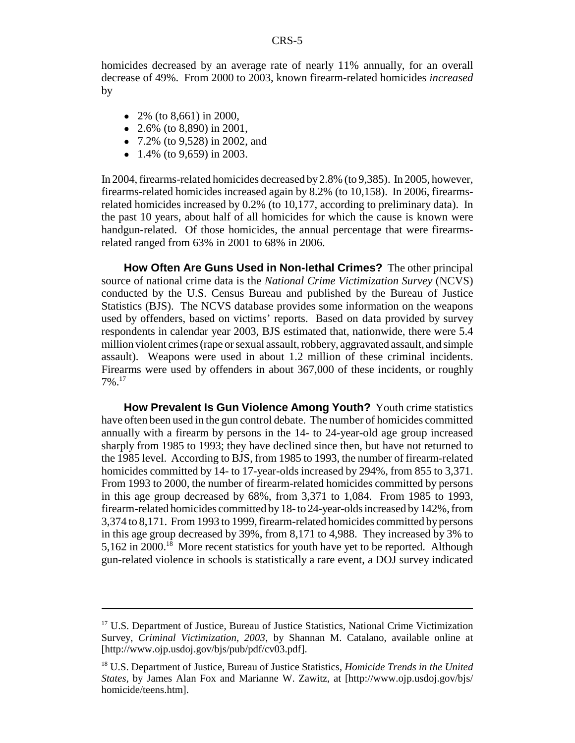homicides decreased by an average rate of nearly 11% annually, for an overall decrease of 49%. From 2000 to 2003, known firearm-related homicides *increased* by

- 2% (to 8,661) in 2000,
- 2.6% (to 8,890) in 2001,
- 7.2% (to 9,528) in 2002, and
- 1.4% (to 9,659) in 2003.

In 2004, firearms-related homicides decreased by 2.8% (to 9,385). In 2005, however, firearms-related homicides increased again by 8.2% (to 10,158). In 2006, firearms-related homicides increased by 0.2% (to 10,177, according to preliminary data). In the past 10 years, about half of all homicides for which the cause is known were handgun-related. Of those homicides, the annual percentage that were firearms-related ranged from 63% in 2001 to 68% in 2006.

**How Often Are Guns Used in Non-lethal Crimes?** The other principal source of national crime data is the *National Crime Victimization Survey* (NCVS) conducted by the U.S. Census Bureau and published by the Bureau of Justice Statistics (BJS). The NCVS database provides some information on the weapons used by offenders, based on victims' reports. Based on data provided by survey respondents in calendar year 2003, BJS estimated that, nationwide, there were 5.4 million violent crimes (rape or sexual assault, robbery, aggravated assault, and simple assault). Weapons were used in about 1.2 million of these criminal incidents. Firearms were used by offenders in about 367,000 of these incidents, or roughly 7%.[17]

**How Prevalent Is Gun Violence Among Youth?** Youth crime statistics have often been used in the gun control debate. The number of homicides committed annually with a firearm by persons in the 14- to 24-year-old age group increased sharply from 1985 to 1993; they have declined since then, but have not returned to the 1985 level. According to BJS, from 1985 to 1993, the number of firearm-related homicides committed by 14- to 17-year-olds increased by 294%, from 855 to 3,371. From 1993 to 2000, the number of firearm-related homicides committed by persons in this age group decreased by 68%, from 3,371 to 1,084. From 1985 to 1993, firearm-related homicides committed by 18- to 24-year-olds increased by 142%, from 3,374 to 8,171. From 1993 to 1999, firearm-related homicides committed by persons in this age group decreased by 39%, from 8,171 to 4,988. They increased by 3% to 5,162 in 2000.[18] More recent statistics for youth have yet to be reported. Although gun-related violence in schools is statistically a rare event, a DOJ survey indicated

---

[17] U.S. Department of Justice, Bureau of Justice Statistics, National Crime Victimization Survey, *Criminal Victimization, 2003*, by Shannan M. Catalano, available online at [http://www.ojp.usdoj.gov/bjs/pub/pdf/cv03.pdf].

[18] U.S. Department of Justice, Bureau of Justice Statistics, *Homicide Trends in the United States*, by James Alan Fox and Marianne W. Zawitz, at [http://www.ojp.usdoj.gov/bjs/homicide/teens.htm].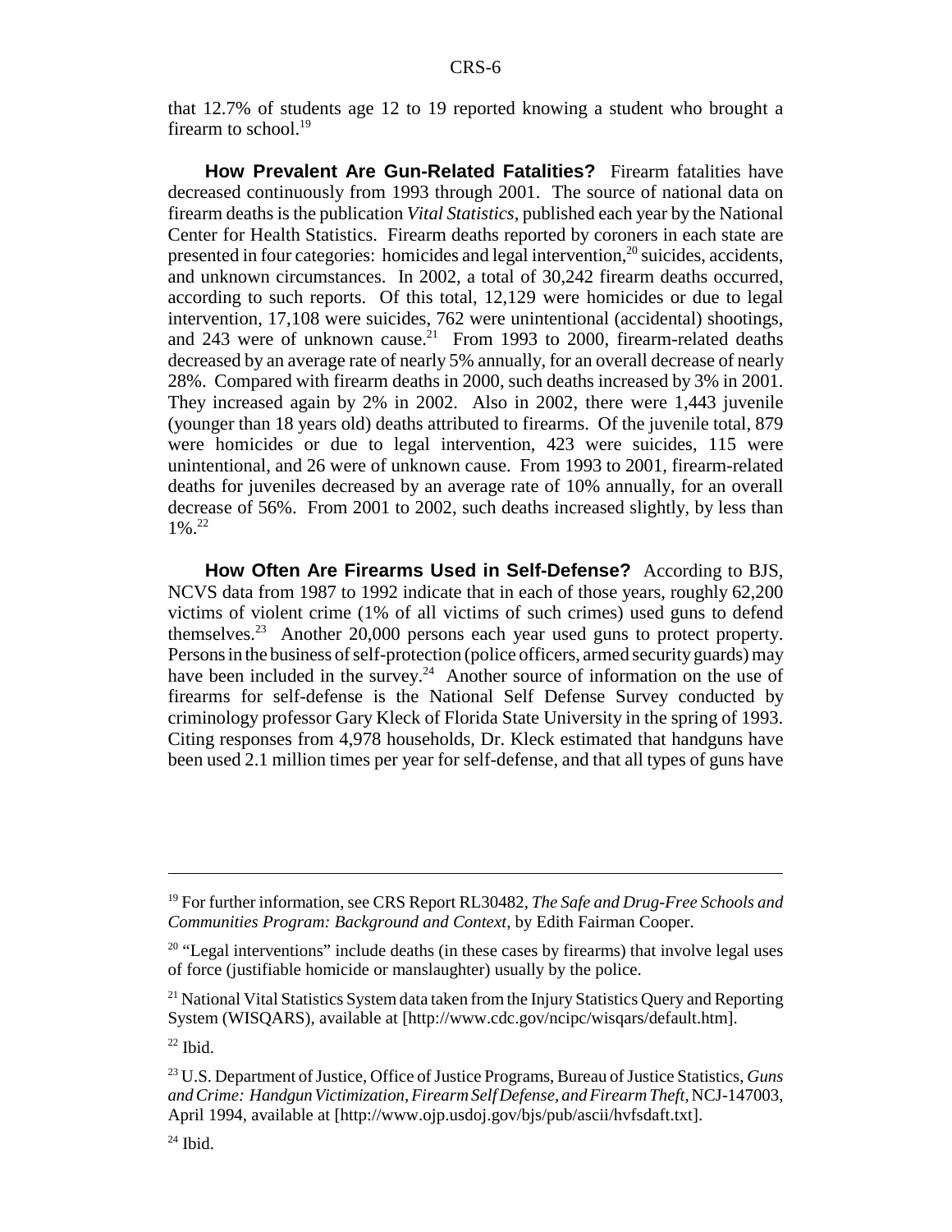that 12.7% of students age 12 to 19 reported knowing a student who brought a firearm to school.[19]

**How Prevalent Are Gun-Related Fatalities?** Firearm fatalities have decreased continuously from 1993 through 2001. The source of national data on firearm deaths is the publication *Vital Statistics*, published each year by the National Center for Health Statistics. Firearm deaths reported by coroners in each state are presented in four categories: homicides and legal intervention,[20] suicides, accidents, and unknown circumstances. In 2002, a total of 30,242 firearm deaths occurred, according to such reports. Of this total, 12,129 were homicides or due to legal intervention, 17,108 were suicides, 762 were unintentional (accidental) shootings, and 243 were of unknown cause.[21] From 1993 to 2000, firearm-related deaths decreased by an average rate of nearly 5% annually, for an overall decrease of nearly 28%. Compared with firearm deaths in 2000, such deaths increased by 3% in 2001. They increased again by 2% in 2002. Also in 2002, there were 1,443 juvenile (younger than 18 years old) deaths attributed to firearms. Of the juvenile total, 879 were homicides or due to legal intervention, 423 were suicides, 115 were unintentional, and 26 were of unknown cause. From 1993 to 2001, firearm-related deaths for juveniles decreased by an average rate of 10% annually, for an overall decrease of 56%. From 2001 to 2002, such deaths increased slightly, by less than 1%.[22]

**How Often Are Firearms Used in Self-Defense?** According to BJS, NCVS data from 1987 to 1992 indicate that in each of those years, roughly 62,200 victims of violent crime (1% of all victims of such crimes) used guns to defend themselves.[23] Another 20,000 persons each year used guns to protect property. Persons in the business of self-protection (police officers, armed security guards) may have been included in the survey.[24] Another source of information on the use of firearms for self-defense is the National Self Defense Survey conducted by criminology professor Gary Kleck of Florida State University in the spring of 1993. Citing responses from 4,978 households, Dr. Kleck estimated that handguns have been used 2.1 million times per year for self-defense, and that all types of guns have

---

[19] For further information, see CRS Report RL30482, *The Safe and Drug-Free Schools and Communities Program: Background and Context*, by Edith Fairman Cooper.

[20] "Legal interventions" include deaths (in these cases by firearms) that involve legal uses of force (justifiable homicide or manslaughter) usually by the police.

[21] National Vital Statistics System data taken from the Injury Statistics Query and Reporting System (WISQARS), available at [http://www.cdc.gov/ncipc/wisqars/default.htm].

[22] Ibid.

[23] U.S. Department of Justice, Office of Justice Programs, Bureau of Justice Statistics, *Guns and Crime: Handgun Victimization, Firearm Self Defense, and Firearm Theft*, NCJ-147003, April 1994, available at [http://www.ojp.usdoj.gov/bjs/pub/ascii/hvfsdaft.txt].

[24] Ibid.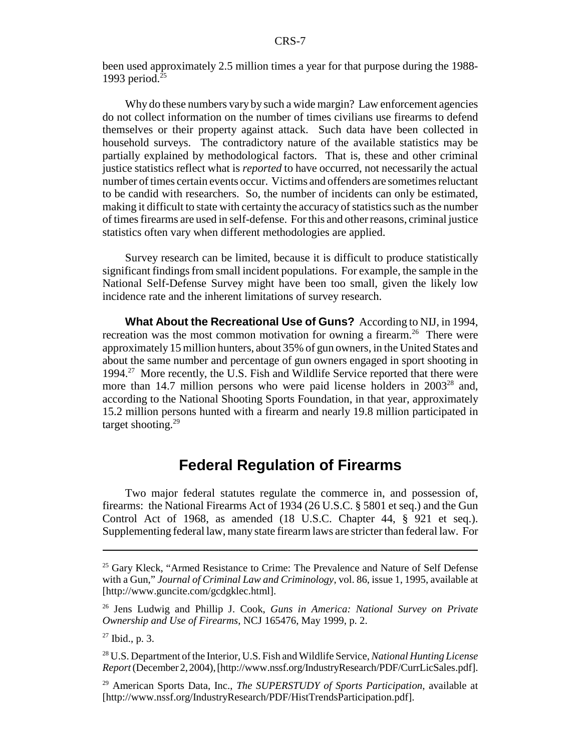been used approximately 2.5 million times a year for that purpose during the 1988-1993 period.[25]

Why do these numbers vary by such a wide margin? Law enforcement agencies do not collect information on the number of times civilians use firearms to defend themselves or their property against attack. Such data have been collected in household surveys. The contradictory nature of the available statistics may be partially explained by methodological factors. That is, these and other criminal justice statistics reflect what is *reported* to have occurred, not necessarily the actual number of times certain events occur. Victims and offenders are sometimes reluctant to be candid with researchers. So, the number of incidents can only be estimated, making it difficult to state with certainty the accuracy of statistics such as the number of times firearms are used in self-defense. For this and other reasons, criminal justice statistics often vary when different methodologies are applied.

Survey research can be limited, because it is difficult to produce statistically significant findings from small incident populations. For example, the sample in the National Self-Defense Survey might have been too small, given the likely low incidence rate and the inherent limitations of survey research.

**What About the Recreational Use of Guns?** According to NIJ, in 1994, recreation was the most common motivation for owning a firearm.[26] There were approximately 15 million hunters, about 35% of gun owners, in the United States and about the same number and percentage of gun owners engaged in sport shooting in 1994.[27] More recently, the U.S. Fish and Wildlife Service reported that there were more than 14.7 million persons who were paid license holders in 2003[28] and, according to the National Shooting Sports Foundation, in that year, approximately 15.2 million persons hunted with a firearm and nearly 19.8 million participated in target shooting.[29]

## Federal Regulation of Firearms

Two major federal statutes regulate the commerce in, and possession of, firearms: the National Firearms Act of 1934 (26 U.S.C. § 5801 et seq.) and the Gun Control Act of 1968, as amended (18 U.S.C. Chapter 44, § 921 et seq.). Supplementing federal law, many state firearm laws are stricter than federal law. For

---

[25] Gary Kleck, "Armed Resistance to Crime: The Prevalence and Nature of Self Defense with a Gun," *Journal of Criminal Law and Criminology*, vol. 86, issue 1, 1995, available at [http://www.guncite.com/gcdgklec.html].

[26] Jens Ludwig and Phillip J. Cook, *Guns in America: National Survey on Private Ownership and Use of Firearms*, NCJ 165476, May 1999, p. 2.

[27] Ibid., p. 3.

[28] U.S. Department of the Interior, U.S. Fish and Wildlife Service, *National Hunting License Report* (December 2, 2004), [http://www.nssf.org/IndustryResearch/PDF/CurrLicSales.pdf].

[29] American Sports Data, Inc., *The SUPERSTUDY of Sports Participation*, available at [http://www.nssf.org/IndustryResearch/PDF/HistTrendsParticipation.pdf].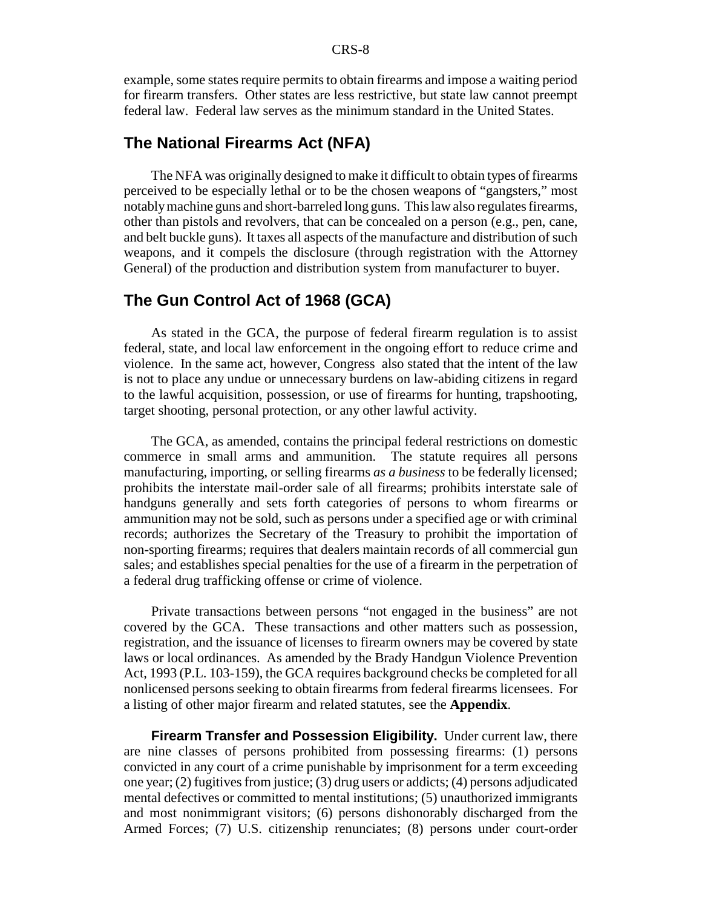example, some states require permits to obtain firearms and impose a waiting period for firearm transfers. Other states are less restrictive, but state law cannot preempt federal law. Federal law serves as the minimum standard in the United States.

## The National Firearms Act (NFA)

The NFA was originally designed to make it difficult to obtain types of firearms perceived to be especially lethal or to be the chosen weapons of "gangsters," most notably machine guns and short-barreled long guns. This law also regulates firearms, other than pistols and revolvers, that can be concealed on a person (e.g., pen, cane, and belt buckle guns). It taxes all aspects of the manufacture and distribution of such weapons, and it compels the disclosure (through registration with the Attorney General) of the production and distribution system from manufacturer to buyer.

## The Gun Control Act of 1968 (GCA)

As stated in the GCA, the purpose of federal firearm regulation is to assist federal, state, and local law enforcement in the ongoing effort to reduce crime and violence. In the same act, however, Congress also stated that the intent of the law is not to place any undue or unnecessary burdens on law-abiding citizens in regard to the lawful acquisition, possession, or use of firearms for hunting, trapshooting, target shooting, personal protection, or any other lawful activity.

The GCA, as amended, contains the principal federal restrictions on domestic commerce in small arms and ammunition. The statute requires all persons manufacturing, importing, or selling firearms *as a business* to be federally licensed; prohibits the interstate mail-order sale of all firearms; prohibits interstate sale of handguns generally and sets forth categories of persons to whom firearms or ammunition may not be sold, such as persons under a specified age or with criminal records; authorizes the Secretary of the Treasury to prohibit the importation of non-sporting firearms; requires that dealers maintain records of all commercial gun sales; and establishes special penalties for the use of a firearm in the perpetration of a federal drug trafficking offense or crime of violence.

Private transactions between persons "not engaged in the business" are not covered by the GCA. These transactions and other matters such as possession, registration, and the issuance of licenses to firearm owners may be covered by state laws or local ordinances. As amended by the Brady Handgun Violence Prevention Act, 1993 (P.L. 103-159), the GCA requires background checks be completed for all nonlicensed persons seeking to obtain firearms from federal firearms licensees. For a listing of other major firearm and related statutes, see the **Appendix**.

**Firearm Transfer and Possession Eligibility.** Under current law, there are nine classes of persons prohibited from possessing firearms: (1) persons convicted in any court of a crime punishable by imprisonment for a term exceeding one year; (2) fugitives from justice; (3) drug users or addicts; (4) persons adjudicated mental defectives or committed to mental institutions; (5) unauthorized immigrants and most nonimmigrant visitors; (6) persons dishonorably discharged from the Armed Forces; (7) U.S. citizenship renunciates; (8) persons under court-order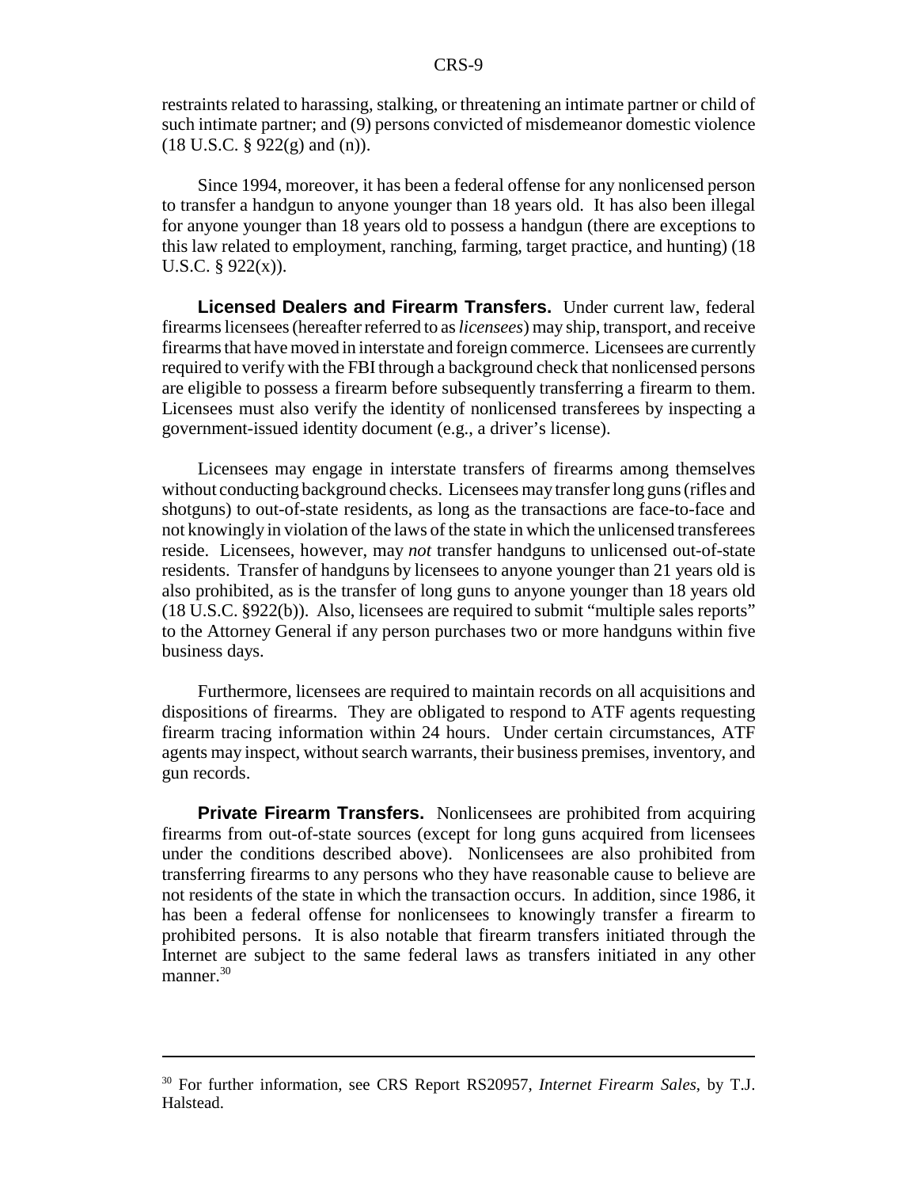restraints related to harassing, stalking, or threatening an intimate partner or child of such intimate partner; and (9) persons convicted of misdemeanor domestic violence (18 U.S.C. § 922(g) and (n)).

Since 1994, moreover, it has been a federal offense for any nonlicensed person to transfer a handgun to anyone younger than 18 years old. It has also been illegal for anyone younger than 18 years old to possess a handgun (there are exceptions to this law related to employment, ranching, farming, target practice, and hunting) (18 U.S.C. § 922(x)).

**Licensed Dealers and Firearm Transfers.** Under current law, federal firearms licensees (hereafter referred to as *licensees*) may ship, transport, and receive firearms that have moved in interstate and foreign commerce. Licensees are currently required to verify with the FBI through a background check that nonlicensed persons are eligible to possess a firearm before subsequently transferring a firearm to them. Licensees must also verify the identity of nonlicensed transferees by inspecting a government-issued identity document (e.g., a driver's license).

Licensees may engage in interstate transfers of firearms among themselves without conducting background checks. Licensees may transfer long guns (rifles and shotguns) to out-of-state residents, as long as the transactions are face-to-face and not knowingly in violation of the laws of the state in which the unlicensed transferees reside. Licensees, however, may *not* transfer handguns to unlicensed out-of-state residents. Transfer of handguns by licensees to anyone younger than 21 years old is also prohibited, as is the transfer of long guns to anyone younger than 18 years old (18 U.S.C. §922(b)). Also, licensees are required to submit "multiple sales reports" to the Attorney General if any person purchases two or more handguns within five business days.

Furthermore, licensees are required to maintain records on all acquisitions and dispositions of firearms. They are obligated to respond to ATF agents requesting firearm tracing information within 24 hours. Under certain circumstances, ATF agents may inspect, without search warrants, their business premises, inventory, and gun records.

**Private Firearm Transfers.** Nonlicensees are prohibited from acquiring firearms from out-of-state sources (except for long guns acquired from licensees under the conditions described above). Nonlicensees are also prohibited from transferring firearms to any persons who they have reasonable cause to believe are not residents of the state in which the transaction occurs. In addition, since 1986, it has been a federal offense for nonlicensees to knowingly transfer a firearm to prohibited persons. It is also notable that firearm transfers initiated through the Internet are subject to the same federal laws as transfers initiated in any other manner.[30]

---

[30] For further information, see CRS Report RS20957, *Internet Firearm Sales*, by T.J. Halstead.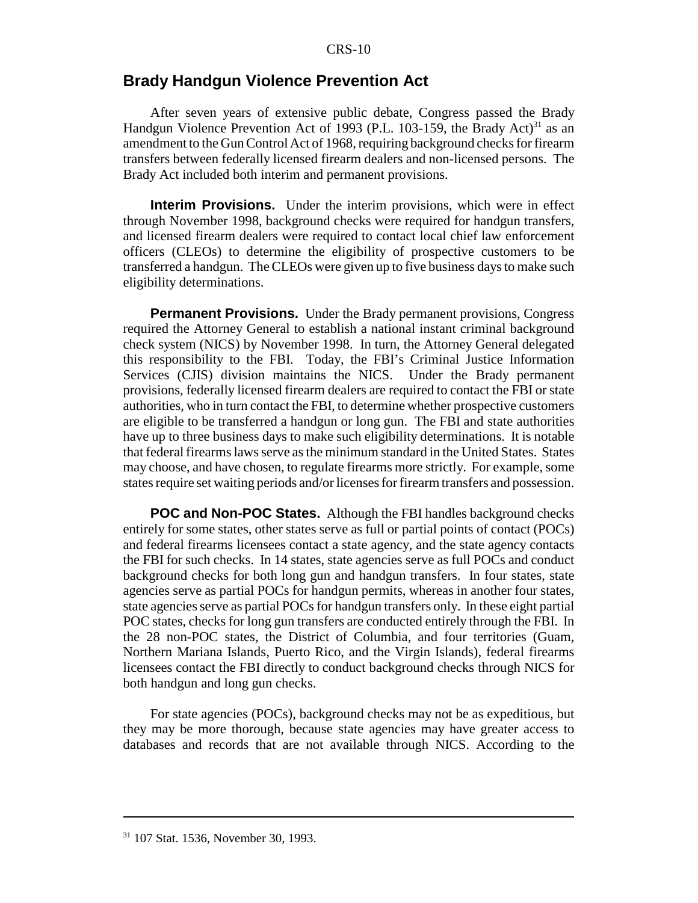## Brady Handgun Violence Prevention Act

After seven years of extensive public debate, Congress passed the Brady Handgun Violence Prevention Act of 1993 (P.L. 103-159, the Brady Act)[31] as an amendment to the Gun Control Act of 1968, requiring background checks for firearm transfers between federally licensed firearm dealers and non-licensed persons. The Brady Act included both interim and permanent provisions.

**Interim Provisions.** Under the interim provisions, which were in effect through November 1998, background checks were required for handgun transfers, and licensed firearm dealers were required to contact local chief law enforcement officers (CLEOs) to determine the eligibility of prospective customers to be transferred a handgun. The CLEOs were given up to five business days to make such eligibility determinations.

**Permanent Provisions.** Under the Brady permanent provisions, Congress required the Attorney General to establish a national instant criminal background check system (NICS) by November 1998. In turn, the Attorney General delegated this responsibility to the FBI. Today, the FBI's Criminal Justice Information Services (CJIS) division maintains the NICS. Under the Brady permanent provisions, federally licensed firearm dealers are required to contact the FBI or state authorities, who in turn contact the FBI, to determine whether prospective customers are eligible to be transferred a handgun or long gun. The FBI and state authorities have up to three business days to make such eligibility determinations. It is notable that federal firearms laws serve as the minimum standard in the United States. States may choose, and have chosen, to regulate firearms more strictly. For example, some states require set waiting periods and/or licenses for firearm transfers and possession.

**POC and Non-POC States.** Although the FBI handles background checks entirely for some states, other states serve as full or partial points of contact (POCs) and federal firearms licensees contact a state agency, and the state agency contacts the FBI for such checks. In 14 states, state agencies serve as full POCs and conduct background checks for both long gun and handgun transfers. In four states, state agencies serve as partial POCs for handgun permits, whereas in another four states, state agencies serve as partial POCs for handgun transfers only. In these eight partial POC states, checks for long gun transfers are conducted entirely through the FBI. In the 28 non-POC states, the District of Columbia, and four territories (Guam, Northern Mariana Islands, Puerto Rico, and the Virgin Islands), federal firearms licensees contact the FBI directly to conduct background checks through NICS for both handgun and long gun checks.

For state agencies (POCs), background checks may not be as expeditious, but they may be more thorough, because state agencies may have greater access to databases and records that are not available through NICS. According to the

[31] 107 Stat. 1536, November 30, 1993.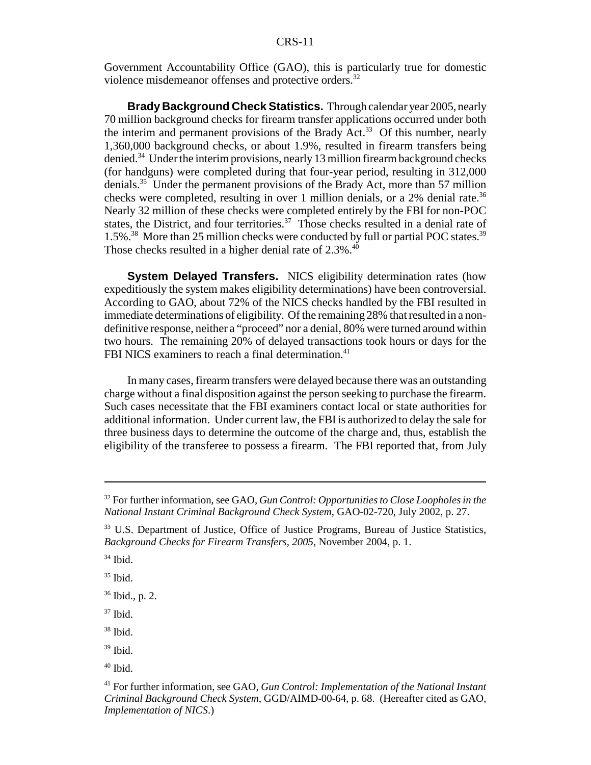Government Accountability Office (GAO), this is particularly true for domestic violence misdemeanor offenses and protective orders.[32]

**Brady Background Check Statistics.** Through calendar year 2005, nearly 70 million background checks for firearm transfer applications occurred under both the interim and permanent provisions of the Brady Act.[33] Of this number, nearly 1,360,000 background checks, or about 1.9%, resulted in firearm transfers being denied.[34] Under the interim provisions, nearly 13 million firearm background checks (for handguns) were completed during that four-year period, resulting in 312,000 denials.[35] Under the permanent provisions of the Brady Act, more than 57 million checks were completed, resulting in over 1 million denials, or a 2% denial rate.[36] Nearly 32 million of these checks were completed entirely by the FBI for non-POC states, the District, and four territories.[37] Those checks resulted in a denial rate of 1.5%.[38] More than 25 million checks were conducted by full or partial POC states.[39] Those checks resulted in a higher denial rate of 2.3%.[40]

**System Delayed Transfers.** NICS eligibility determination rates (how expeditiously the system makes eligibility determinations) have been controversial. According to GAO, about 72% of the NICS checks handled by the FBI resulted in immediate determinations of eligibility. Of the remaining 28% that resulted in a non-definitive response, neither a "proceed" nor a denial, 80% were turned around within two hours. The remaining 20% of delayed transactions took hours or days for the FBI NICS examiners to reach a final determination.[41]

In many cases, firearm transfers were delayed because there was an outstanding charge without a final disposition against the person seeking to purchase the firearm. Such cases necessitate that the FBI examiners contact local or state authorities for additional information. Under current law, the FBI is authorized to delay the sale for three business days to determine the outcome of the charge and, thus, establish the eligibility of the transferee to possess a firearm. The FBI reported that, from July

---

[32] For further information, see GAO, *Gun Control: Opportunities to Close Loopholes in the National Instant Criminal Background Check System*, GAO-02-720, July 2002, p. 27.

[33] U.S. Department of Justice, Office of Justice Programs, Bureau of Justice Statistics, *Background Checks for Firearm Transfers, 2005*, November 2004, p. 1.

[34] Ibid.

[35] Ibid.

[36] Ibid., p. 2.

[37] Ibid.

[38] Ibid.

[39] Ibid.

[40] Ibid.

[41] For further information, see GAO, *Gun Control: Implementation of the National Instant Criminal Background Check System*, GGD/AIMD-00-64, p. 68. (Hereafter cited as GAO, *Implementation of NICS*.)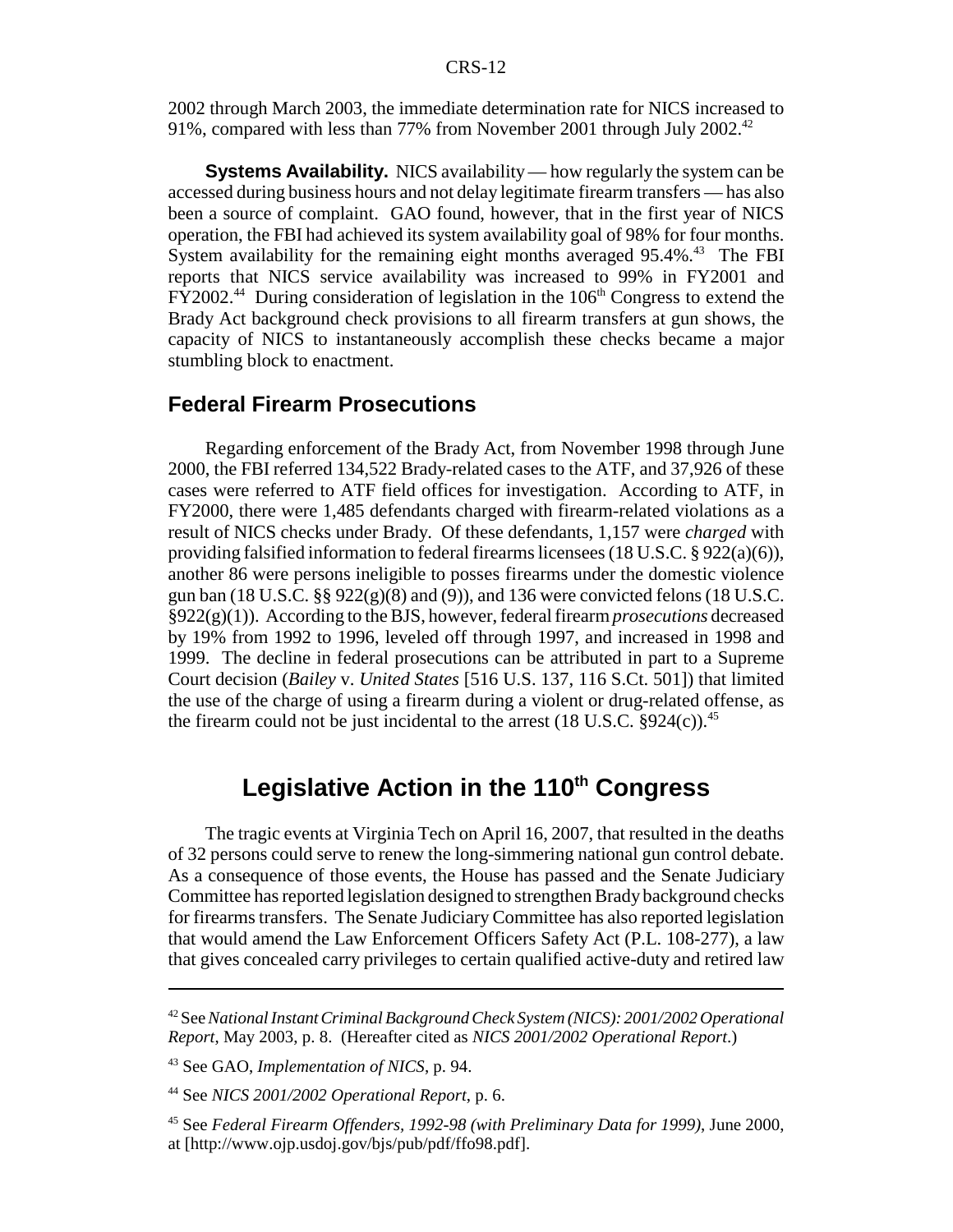2002 through March 2003, the immediate determination rate for NICS increased to 91%, compared with less than 77% from November 2001 through July 2002.[42]

**Systems Availability.** NICS availability — how regularly the system can be accessed during business hours and not delay legitimate firearm transfers — has also been a source of complaint. GAO found, however, that in the first year of NICS operation, the FBI had achieved its system availability goal of 98% for four months. System availability for the remaining eight months averaged 95.4%.[43] The FBI reports that NICS service availability was increased to 99% in FY2001 and FY2002.[44] During consideration of legislation in the 106th Congress to extend the Brady Act background check provisions to all firearm transfers at gun shows, the capacity of NICS to instantaneously accomplish these checks became a major stumbling block to enactment.

## Federal Firearm Prosecutions

Regarding enforcement of the Brady Act, from November 1998 through June 2000, the FBI referred 134,522 Brady-related cases to the ATF, and 37,926 of these cases were referred to ATF field offices for investigation. According to ATF, in FY2000, there were 1,485 defendants charged with firearm-related violations as a result of NICS checks under Brady. Of these defendants, 1,157 were *charged* with providing falsified information to federal firearms licensees (18 U.S.C. § 922(a)(6)), another 86 were persons ineligible to posses firearms under the domestic violence gun ban (18 U.S.C. §§ 922(g)(8) and (9)), and 136 were convicted felons (18 U.S.C. §922(g)(1)). According to the BJS, however, federal firearm *prosecutions* decreased by 19% from 1992 to 1996, leveled off through 1997, and increased in 1998 and 1999. The decline in federal prosecutions can be attributed in part to a Supreme Court decision (*Bailey* v. *United States* [516 U.S. 137, 116 S.Ct. 501]) that limited the use of the charge of using a firearm during a violent or drug-related offense, as the firearm could not be just incidental to the arrest (18 U.S.C. §924(c)).[45]

# Legislative Action in the 110th Congress

The tragic events at Virginia Tech on April 16, 2007, that resulted in the deaths of 32 persons could serve to renew the long-simmering national gun control debate. As a consequence of those events, the House has passed and the Senate Judiciary Committee has reported legislation designed to strengthen Brady background checks for firearms transfers. The Senate Judiciary Committee has also reported legislation that would amend the Law Enforcement Officers Safety Act (P.L. 108-277), a law that gives concealed carry privileges to certain qualified active-duty and retired law

---

[42] See *National Instant Criminal Background Check System (NICS): 2001/2002 Operational Report*, May 2003, p. 8. (Hereafter cited as *NICS 2001/2002 Operational Report*.)

[43] See GAO, *Implementation of NICS*, p. 94.

[44] See *NICS 2001/2002 Operational Report*, p. 6.

[45] See *Federal Firearm Offenders, 1992-98 (with Preliminary Data for 1999)*, June 2000, at [http://www.ojp.usdoj.gov/bjs/pub/pdf/ffo98.pdf].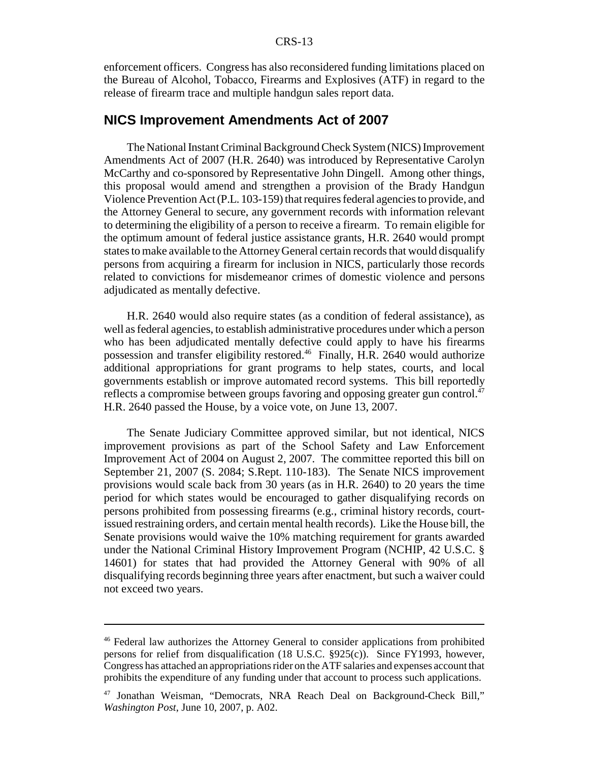enforcement officers. Congress has also reconsidered funding limitations placed on the Bureau of Alcohol, Tobacco, Firearms and Explosives (ATF) in regard to the release of firearm trace and multiple handgun sales report data.

## NICS Improvement Amendments Act of 2007

The National Instant Criminal Background Check System (NICS) Improvement Amendments Act of 2007 (H.R. 2640) was introduced by Representative Carolyn McCarthy and co-sponsored by Representative John Dingell. Among other things, this proposal would amend and strengthen a provision of the Brady Handgun Violence Prevention Act (P.L. 103-159) that requires federal agencies to provide, and the Attorney General to secure, any government records with information relevant to determining the eligibility of a person to receive a firearm. To remain eligible for the optimum amount of federal justice assistance grants, H.R. 2640 would prompt states to make available to the Attorney General certain records that would disqualify persons from acquiring a firearm for inclusion in NICS, particularly those records related to convictions for misdemeanor crimes of domestic violence and persons adjudicated as mentally defective.

H.R. 2640 would also require states (as a condition of federal assistance), as well as federal agencies, to establish administrative procedures under which a person who has been adjudicated mentally defective could apply to have his firearms possession and transfer eligibility restored.[46] Finally, H.R. 2640 would authorize additional appropriations for grant programs to help states, courts, and local governments establish or improve automated record systems. This bill reportedly reflects a compromise between groups favoring and opposing greater gun control.[47] H.R. 2640 passed the House, by a voice vote, on June 13, 2007.

The Senate Judiciary Committee approved similar, but not identical, NICS improvement provisions as part of the School Safety and Law Enforcement Improvement Act of 2004 on August 2, 2007. The committee reported this bill on September 21, 2007 (S. 2084; S.Rept. 110-183). The Senate NICS improvement provisions would scale back from 30 years (as in H.R. 2640) to 20 years the time period for which states would be encouraged to gather disqualifying records on persons prohibited from possessing firearms (e.g., criminal history records, court-issued restraining orders, and certain mental health records). Like the House bill, the Senate provisions would waive the 10% matching requirement for grants awarded under the National Criminal History Improvement Program (NCHIP, 42 U.S.C. § 14601) for states that had provided the Attorney General with 90% of all disqualifying records beginning three years after enactment, but such a waiver could not exceed two years.

---

[46] Federal law authorizes the Attorney General to consider applications from prohibited persons for relief from disqualification (18 U.S.C. §925(c)). Since FY1993, however, Congress has attached an appropriations rider on the ATF salaries and expenses account that prohibits the expenditure of any funding under that account to process such applications.

[47] Jonathan Weisman, "Democrats, NRA Reach Deal on Background-Check Bill," *Washington Post*, June 10, 2007, p. A02.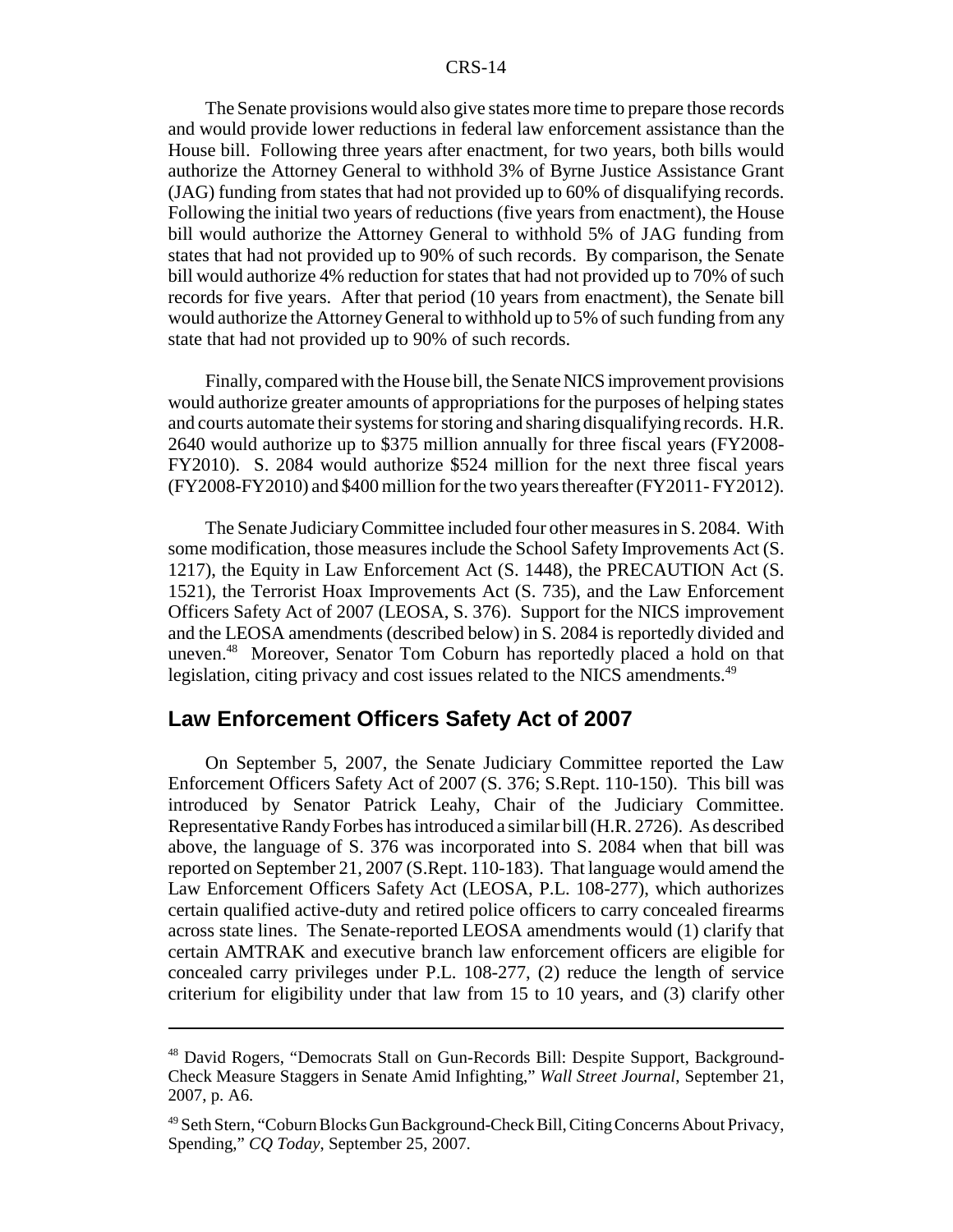The Senate provisions would also give states more time to prepare those records and would provide lower reductions in federal law enforcement assistance than the House bill. Following three years after enactment, for two years, both bills would authorize the Attorney General to withhold 3% of Byrne Justice Assistance Grant (JAG) funding from states that had not provided up to 60% of disqualifying records. Following the initial two years of reductions (five years from enactment), the House bill would authorize the Attorney General to withhold 5% of JAG funding from states that had not provided up to 90% of such records. By comparison, the Senate bill would authorize 4% reduction for states that had not provided up to 70% of such records for five years. After that period (10 years from enactment), the Senate bill would authorize the Attorney General to withhold up to 5% of such funding from any state that had not provided up to 90% of such records.

Finally, compared with the House bill, the Senate NICS improvement provisions would authorize greater amounts of appropriations for the purposes of helping states and courts automate their systems for storing and sharing disqualifying records. H.R. 2640 would authorize up to $375 million annually for three fiscal years (FY2008-FY2010). S. 2084 would authorize $524 million for the next three fiscal years (FY2008-FY2010) and $400 million for the two years thereafter (FY2011- FY2012).

The Senate Judiciary Committee included four other measures in S. 2084. With some modification, those measures include the School Safety Improvements Act (S. 1217), the Equity in Law Enforcement Act (S. 1448), the PRECAUTION Act (S. 1521), the Terrorist Hoax Improvements Act (S. 735), and the Law Enforcement Officers Safety Act of 2007 (LEOSA, S. 376). Support for the NICS improvement and the LEOSA amendments (described below) in S. 2084 is reportedly divided and uneven.[48] Moreover, Senator Tom Coburn has reportedly placed a hold on that legislation, citing privacy and cost issues related to the NICS amendments.[49]

## Law Enforcement Officers Safety Act of 2007

On September 5, 2007, the Senate Judiciary Committee reported the Law Enforcement Officers Safety Act of 2007 (S. 376; S.Rept. 110-150). This bill was introduced by Senator Patrick Leahy, Chair of the Judiciary Committee. Representative Randy Forbes has introduced a similar bill (H.R. 2726). As described above, the language of S. 376 was incorporated into S. 2084 when that bill was reported on September 21, 2007 (S.Rept. 110-183). That language would amend the Law Enforcement Officers Safety Act (LEOSA, P.L. 108-277), which authorizes certain qualified active-duty and retired police officers to carry concealed firearms across state lines. The Senate-reported LEOSA amendments would (1) clarify that certain AMTRAK and executive branch law enforcement officers are eligible for concealed carry privileges under P.L. 108-277, (2) reduce the length of service criterium for eligibility under that law from 15 to 10 years, and (3) clarify other

---

[48] David Rogers, "Democrats Stall on Gun-Records Bill: Despite Support, Background-Check Measure Staggers in Senate Amid Infighting," *Wall Street Journal*, September 21, 2007, p. A6.

[49] Seth Stern, "Coburn Blocks Gun Background-Check Bill, Citing Concerns About Privacy, Spending," *CQ Today*, September 25, 2007.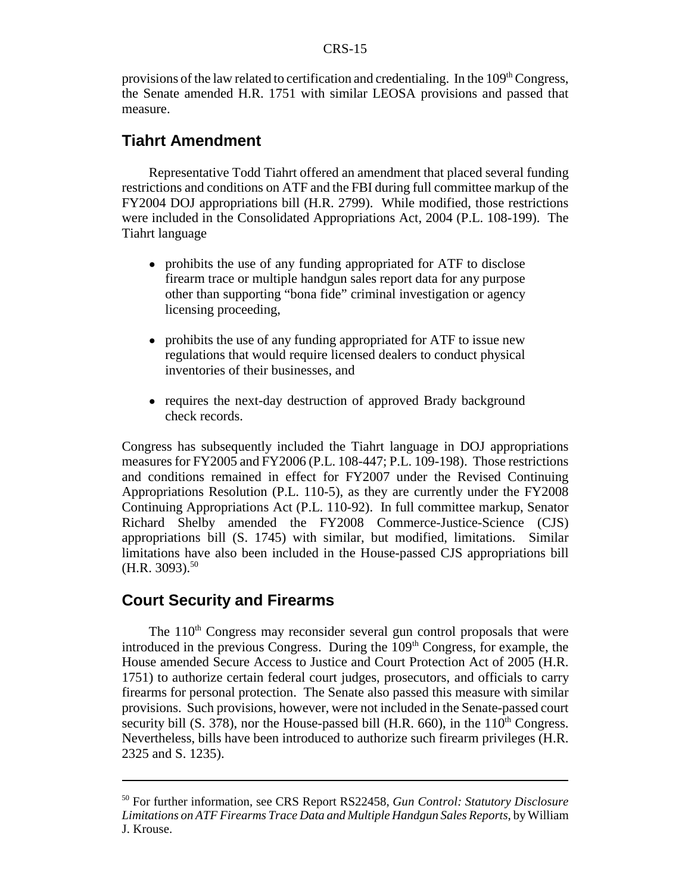provisions of the law related to certification and credentialing. In the 109th Congress, the Senate amended H.R. 1751 with similar LEOSA provisions and passed that measure.

## Tiahrt Amendment

Representative Todd Tiahrt offered an amendment that placed several funding restrictions and conditions on ATF and the FBI during full committee markup of the FY2004 DOJ appropriations bill (H.R. 2799). While modified, those restrictions were included in the Consolidated Appropriations Act, 2004 (P.L. 108-199). The Tiahrt language

- prohibits the use of any funding appropriated for ATF to disclose firearm trace or multiple handgun sales report data for any purpose other than supporting "bona fide" criminal investigation or agency licensing proceeding,
- prohibits the use of any funding appropriated for ATF to issue new regulations that would require licensed dealers to conduct physical inventories of their businesses, and
- requires the next-day destruction of approved Brady background check records.

Congress has subsequently included the Tiahrt language in DOJ appropriations measures for FY2005 and FY2006 (P.L. 108-447; P.L. 109-198). Those restrictions and conditions remained in effect for FY2007 under the Revised Continuing Appropriations Resolution (P.L. 110-5), as they are currently under the FY2008 Continuing Appropriations Act (P.L. 110-92). In full committee markup, Senator Richard Shelby amended the FY2008 Commerce-Justice-Science (CJS) appropriations bill (S. 1745) with similar, but modified, limitations. Similar limitations have also been included in the House-passed CJS appropriations bill (H.R. 3093).[50]

## Court Security and Firearms

The 110th Congress may reconsider several gun control proposals that were introduced in the previous Congress. During the 109th Congress, for example, the House amended Secure Access to Justice and Court Protection Act of 2005 (H.R. 1751) to authorize certain federal court judges, prosecutors, and officials to carry firearms for personal protection. The Senate also passed this measure with similar provisions. Such provisions, however, were not included in the Senate-passed court security bill (S. 378), nor the House-passed bill (H.R. 660), in the 110th Congress. Nevertheless, bills have been introduced to authorize such firearm privileges (H.R. 2325 and S. 1235).

---

[50] For further information, see CRS Report RS22458, *Gun Control: Statutory Disclosure Limitations on ATF Firearms Trace Data and Multiple Handgun Sales Reports*, by William J. Krouse.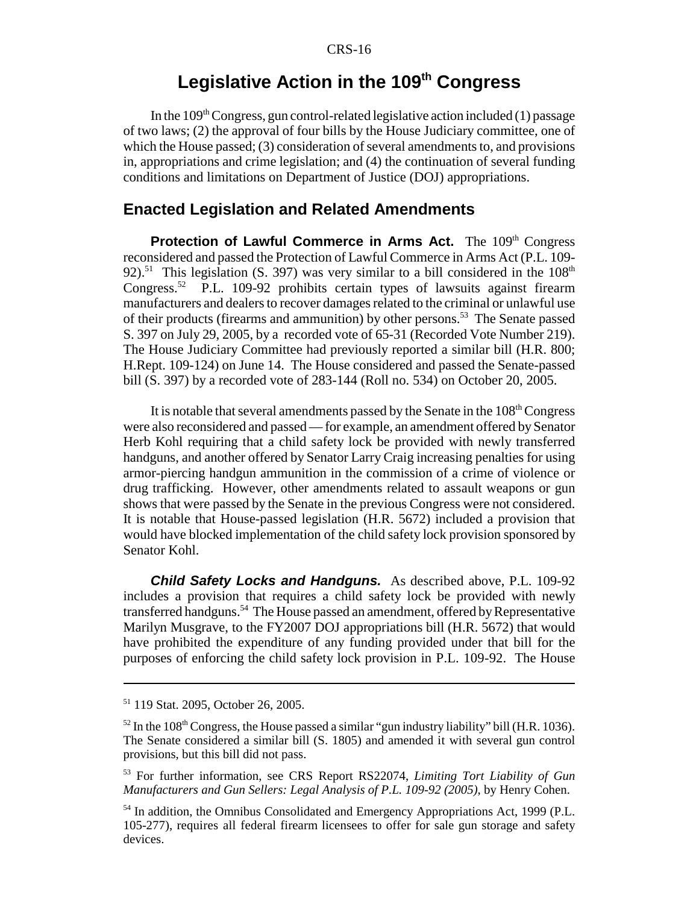# Legislative Action in the 109th Congress

In the 109th Congress, gun control-related legislative action included (1) passage of two laws; (2) the approval of four bills by the House Judiciary committee, one of which the House passed; (3) consideration of several amendments to, and provisions in, appropriations and crime legislation; and (4) the continuation of several funding conditions and limitations on Department of Justice (DOJ) appropriations.

## Enacted Legislation and Related Amendments

**Protection of Lawful Commerce in Arms Act.** The 109th Congress reconsidered and passed the Protection of Lawful Commerce in Arms Act (P.L. 109-92).[51] This legislation (S. 397) was very similar to a bill considered in the 108th Congress.[52] P.L. 109-92 prohibits certain types of lawsuits against firearm manufacturers and dealers to recover damages related to the criminal or unlawful use of their products (firearms and ammunition) by other persons.[53] The Senate passed S. 397 on July 29, 2005, by a recorded vote of 65-31 (Recorded Vote Number 219). The House Judiciary Committee had previously reported a similar bill (H.R. 800; H.Rept. 109-124) on June 14. The House considered and passed the Senate-passed bill (S. 397) by a recorded vote of 283-144 (Roll no. 534) on October 20, 2005.

It is notable that several amendments passed by the Senate in the 108th Congress were also reconsidered and passed — for example, an amendment offered by Senator Herb Kohl requiring that a child safety lock be provided with newly transferred handguns, and another offered by Senator Larry Craig increasing penalties for using armor-piercing handgun ammunition in the commission of a crime of violence or drug trafficking. However, other amendments related to assault weapons or gun shows that were passed by the Senate in the previous Congress were not considered. It is notable that House-passed legislation (H.R. 5672) included a provision that would have blocked implementation of the child safety lock provision sponsored by Senator Kohl.

***Child Safety Locks and Handguns.*** As described above, P.L. 109-92 includes a provision that requires a child safety lock be provided with newly transferred handguns.[54] The House passed an amendment, offered by Representative Marilyn Musgrave, to the FY2007 DOJ appropriations bill (H.R. 5672) that would have prohibited the expenditure of any funding provided under that bill for the purposes of enforcing the child safety lock provision in P.L. 109-92. The House

---

[51] 119 Stat. 2095, October 26, 2005.

[52] In the 108th Congress, the House passed a similar "gun industry liability" bill (H.R. 1036). The Senate considered a similar bill (S. 1805) and amended it with several gun control provisions, but this bill did not pass.

[53] For further information, see CRS Report RS22074, *Limiting Tort Liability of Gun Manufacturers and Gun Sellers: Legal Analysis of P.L. 109-92 (2005)*, by Henry Cohen.

[54] In addition, the Omnibus Consolidated and Emergency Appropriations Act, 1999 (P.L. 105-277), requires all federal firearm licensees to offer for sale gun storage and safety devices.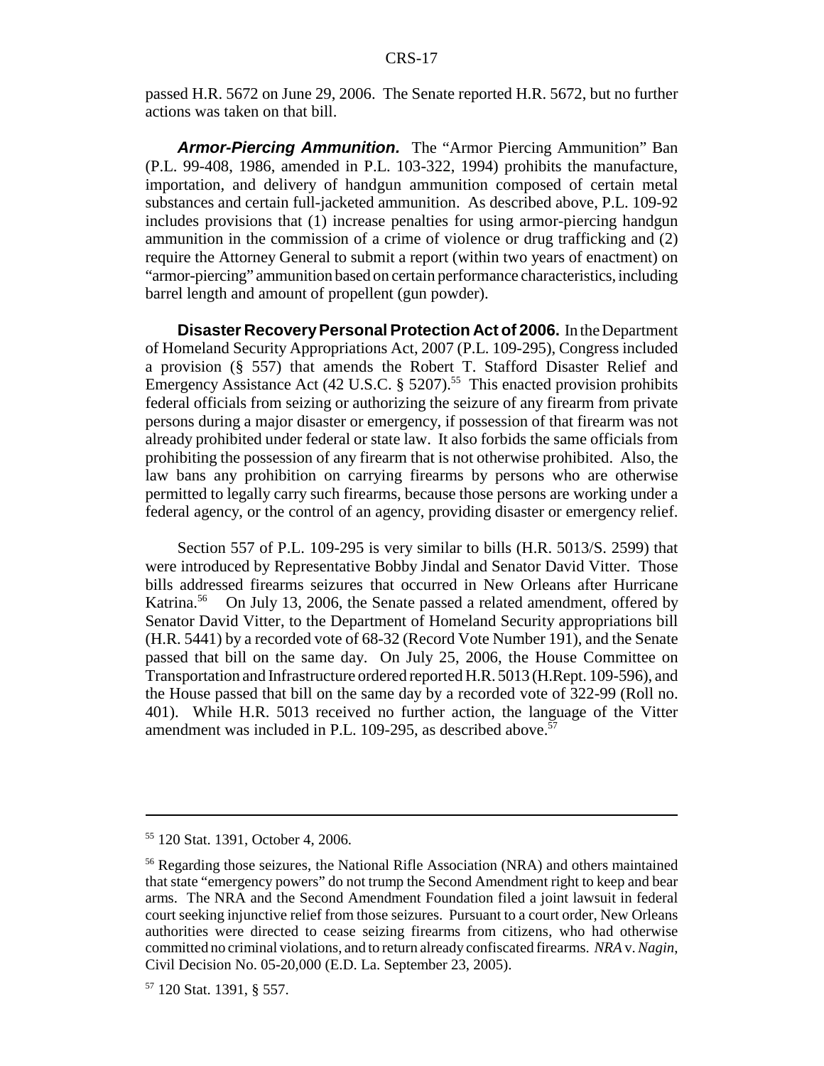passed H.R. 5672 on June 29, 2006. The Senate reported H.R. 5672, but no further actions was taken on that bill.

***Armor-Piercing Ammunition.*** The "Armor Piercing Ammunition" Ban (P.L. 99-408, 1986, amended in P.L. 103-322, 1994) prohibits the manufacture, importation, and delivery of handgun ammunition composed of certain metal substances and certain full-jacketed ammunition. As described above, P.L. 109-92 includes provisions that (1) increase penalties for using armor-piercing handgun ammunition in the commission of a crime of violence or drug trafficking and (2) require the Attorney General to submit a report (within two years of enactment) on "armor-piercing" ammunition based on certain performance characteristics, including barrel length and amount of propellent (gun powder).

**Disaster Recovery Personal Protection Act of 2006.** In the Department of Homeland Security Appropriations Act, 2007 (P.L. 109-295), Congress included a provision (§ 557) that amends the Robert T. Stafford Disaster Relief and Emergency Assistance Act (42 U.S.C. § 5207).[55] This enacted provision prohibits federal officials from seizing or authorizing the seizure of any firearm from private persons during a major disaster or emergency, if possession of that firearm was not already prohibited under federal or state law. It also forbids the same officials from prohibiting the possession of any firearm that is not otherwise prohibited. Also, the law bans any prohibition on carrying firearms by persons who are otherwise permitted to legally carry such firearms, because those persons are working under a federal agency, or the control of an agency, providing disaster or emergency relief.

Section 557 of P.L. 109-295 is very similar to bills (H.R. 5013/S. 2599) that were introduced by Representative Bobby Jindal and Senator David Vitter. Those bills addressed firearms seizures that occurred in New Orleans after Hurricane Katrina.[56] On July 13, 2006, the Senate passed a related amendment, offered by Senator David Vitter, to the Department of Homeland Security appropriations bill (H.R. 5441) by a recorded vote of 68-32 (Record Vote Number 191), and the Senate passed that bill on the same day. On July 25, 2006, the House Committee on Transportation and Infrastructure ordered reported H.R. 5013 (H.Rept. 109-596), and the House passed that bill on the same day by a recorded vote of 322-99 (Roll no. 401). While H.R. 5013 received no further action, the language of the Vitter amendment was included in P.L. 109-295, as described above.[57]

---

[55] 120 Stat. 1391, October 4, 2006.

[56] Regarding those seizures, the National Rifle Association (NRA) and others maintained that state "emergency powers" do not trump the Second Amendment right to keep and bear arms. The NRA and the Second Amendment Foundation filed a joint lawsuit in federal court seeking injunctive relief from those seizures. Pursuant to a court order, New Orleans authorities were directed to cease seizing firearms from citizens, who had otherwise committed no criminal violations, and to return already confiscated firearms. *NRA* v. *Nagin*, Civil Decision No. 05-20,000 (E.D. La. September 23, 2005).

[57] 120 Stat. 1391, § 557.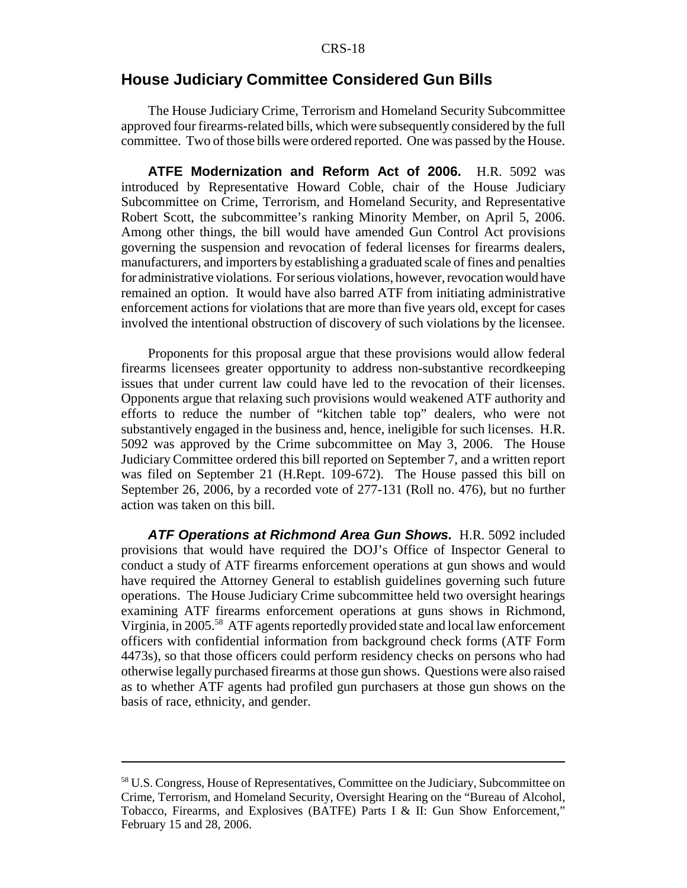## House Judiciary Committee Considered Gun Bills

The House Judiciary Crime, Terrorism and Homeland Security Subcommittee approved four firearms-related bills, which were subsequently considered by the full committee. Two of those bills were ordered reported. One was passed by the House.

**ATFE Modernization and Reform Act of 2006.** H.R. 5092 was introduced by Representative Howard Coble, chair of the House Judiciary Subcommittee on Crime, Terrorism, and Homeland Security, and Representative Robert Scott, the subcommittee's ranking Minority Member, on April 5, 2006. Among other things, the bill would have amended Gun Control Act provisions governing the suspension and revocation of federal licenses for firearms dealers, manufacturers, and importers by establishing a graduated scale of fines and penalties for administrative violations. For serious violations, however, revocation would have remained an option. It would have also barred ATF from initiating administrative enforcement actions for violations that are more than five years old, except for cases involved the intentional obstruction of discovery of such violations by the licensee.

Proponents for this proposal argue that these provisions would allow federal firearms licensees greater opportunity to address non-substantive recordkeeping issues that under current law could have led to the revocation of their licenses. Opponents argue that relaxing such provisions would weakened ATF authority and efforts to reduce the number of "kitchen table top" dealers, who were not substantively engaged in the business and, hence, ineligible for such licenses. H.R. 5092 was approved by the Crime subcommittee on May 3, 2006. The House Judiciary Committee ordered this bill reported on September 7, and a written report was filed on September 21 (H.Rept. 109-672). The House passed this bill on September 26, 2006, by a recorded vote of 277-131 (Roll no. 476), but no further action was taken on this bill.

***ATF Operations at Richmond Area Gun Shows.*** H.R. 5092 included provisions that would have required the DOJ's Office of Inspector General to conduct a study of ATF firearms enforcement operations at gun shows and would have required the Attorney General to establish guidelines governing such future operations. The House Judiciary Crime subcommittee held two oversight hearings examining ATF firearms enforcement operations at guns shows in Richmond, Virginia, in 2005.[58] ATF agents reportedly provided state and local law enforcement officers with confidential information from background check forms (ATF Form 4473s), so that those officers could perform residency checks on persons who had otherwise legally purchased firearms at those gun shows. Questions were also raised as to whether ATF agents had profiled gun purchasers at those gun shows on the basis of race, ethnicity, and gender.

---

[58] U.S. Congress, House of Representatives, Committee on the Judiciary, Subcommittee on Crime, Terrorism, and Homeland Security, Oversight Hearing on the "Bureau of Alcohol, Tobacco, Firearms, and Explosives (BATFE) Parts I & II: Gun Show Enforcement," February 15 and 28, 2006.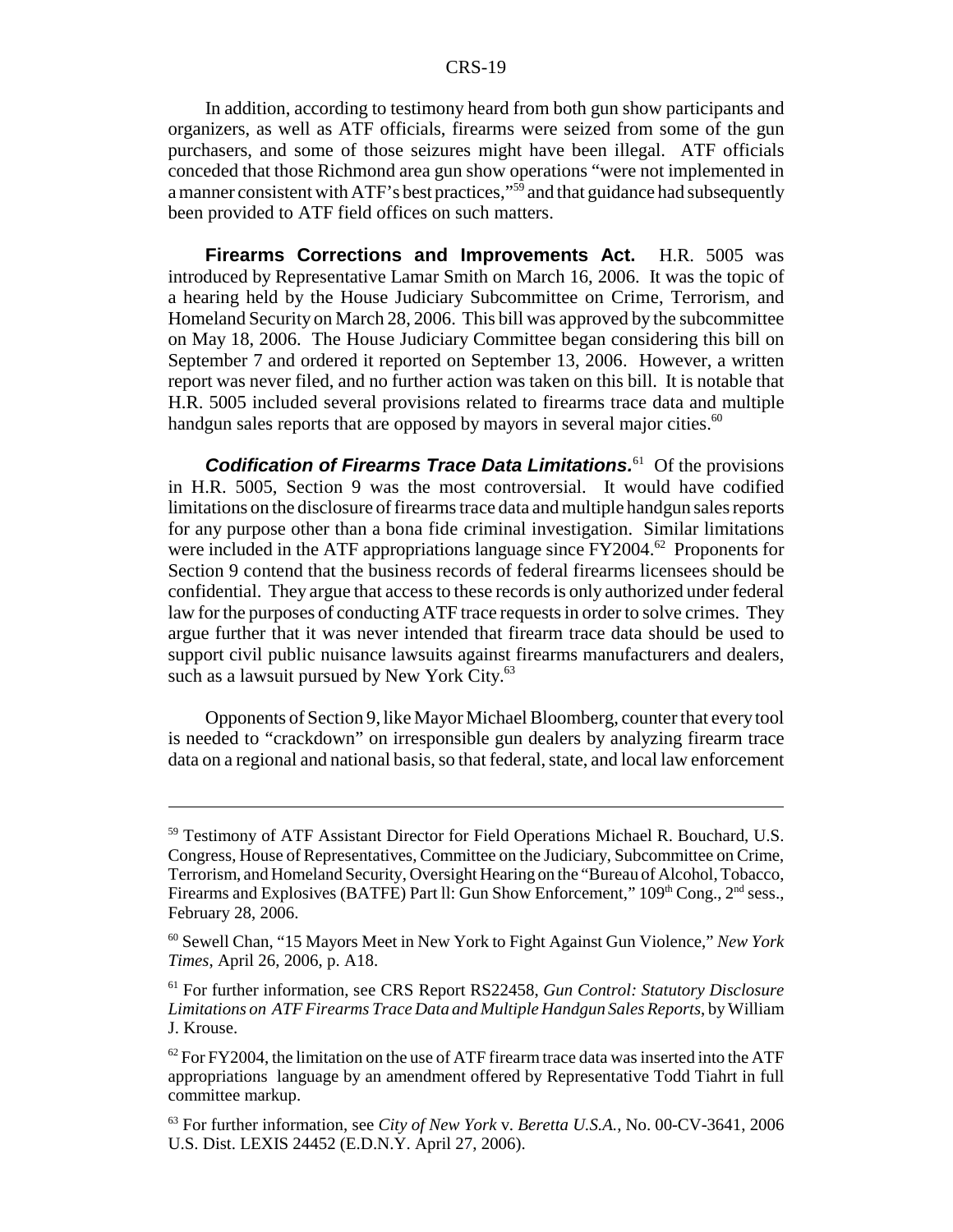In addition, according to testimony heard from both gun show participants and organizers, as well as ATF officials, firearms were seized from some of the gun purchasers, and some of those seizures might have been illegal. ATF officials conceded that those Richmond area gun show operations "were not implemented in a manner consistent with ATF's best practices,"[59] and that guidance had subsequently been provided to ATF field offices on such matters.

**Firearms Corrections and Improvements Act.** H.R. 5005 was introduced by Representative Lamar Smith on March 16, 2006. It was the topic of a hearing held by the House Judiciary Subcommittee on Crime, Terrorism, and Homeland Security on March 28, 2006. This bill was approved by the subcommittee on May 18, 2006. The House Judiciary Committee began considering this bill on September 7 and ordered it reported on September 13, 2006. However, a written report was never filed, and no further action was taken on this bill. It is notable that H.R. 5005 included several provisions related to firearms trace data and multiple handgun sales reports that are opposed by mayors in several major cities.[60]

***Codification of Firearms Trace Data Limitations.***[61] Of the provisions in H.R. 5005, Section 9 was the most controversial. It would have codified limitations on the disclosure of firearms trace data and multiple handgun sales reports for any purpose other than a bona fide criminal investigation. Similar limitations were included in the ATF appropriations language since FY2004.[62] Proponents for Section 9 contend that the business records of federal firearms licensees should be confidential. They argue that access to these records is only authorized under federal law for the purposes of conducting ATF trace requests in order to solve crimes. They argue further that it was never intended that firearm trace data should be used to support civil public nuisance lawsuits against firearms manufacturers and dealers, such as a lawsuit pursued by New York City.[63]

Opponents of Section 9, like Mayor Michael Bloomberg, counter that every tool is needed to "crackdown" on irresponsible gun dealers by analyzing firearm trace data on a regional and national basis, so that federal, state, and local law enforcement

---

[59] Testimony of ATF Assistant Director for Field Operations Michael R. Bouchard, U.S. Congress, House of Representatives, Committee on the Judiciary, Subcommittee on Crime, Terrorism, and Homeland Security, Oversight Hearing on the "Bureau of Alcohol, Tobacco, Firearms and Explosives (BATFE) Part ll: Gun Show Enforcement," 109th Cong., 2nd sess., February 28, 2006.

[60] Sewell Chan, "15 Mayors Meet in New York to Fight Against Gun Violence," *New York Times*, April 26, 2006, p. A18.

[61] For further information, see CRS Report RS22458, *Gun Control: Statutory Disclosure Limitations on ATF Firearms Trace Data and Multiple Handgun Sales Reports*, by William J. Krouse.

[62] For FY2004, the limitation on the use of ATF firearm trace data was inserted into the ATF appropriations language by an amendment offered by Representative Todd Tiahrt in full committee markup.

[63] For further information, see *City of New York* v. *Beretta U.S.A.*, No. 00-CV-3641, 2006 U.S. Dist. LEXIS 24452 (E.D.N.Y. April 27, 2006).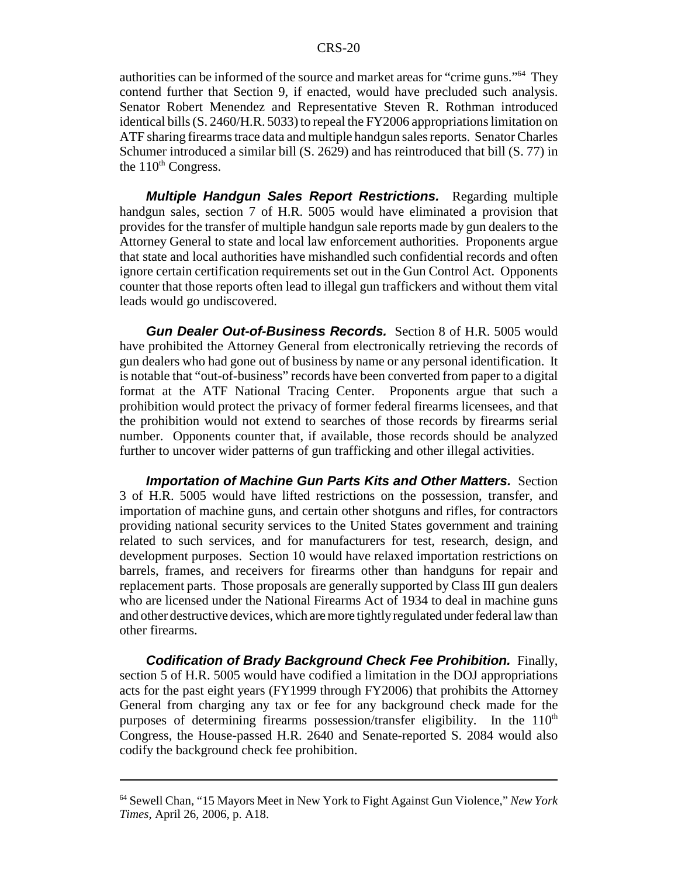authorities can be informed of the source and market areas for "crime guns."[64] They contend further that Section 9, if enacted, would have precluded such analysis. Senator Robert Menendez and Representative Steven R. Rothman introduced identical bills (S. 2460/H.R. 5033) to repeal the FY2006 appropriations limitation on ATF sharing firearms trace data and multiple handgun sales reports. Senator Charles Schumer introduced a similar bill (S. 2629) and has reintroduced that bill (S. 77) in the 110th Congress.

***Multiple Handgun Sales Report Restrictions.*** Regarding multiple handgun sales, section 7 of H.R. 5005 would have eliminated a provision that provides for the transfer of multiple handgun sale reports made by gun dealers to the Attorney General to state and local law enforcement authorities. Proponents argue that state and local authorities have mishandled such confidential records and often ignore certain certification requirements set out in the Gun Control Act. Opponents counter that those reports often lead to illegal gun traffickers and without them vital leads would go undiscovered.

***Gun Dealer Out-of-Business Records.*** Section 8 of H.R. 5005 would have prohibited the Attorney General from electronically retrieving the records of gun dealers who had gone out of business by name or any personal identification. It is notable that "out-of-business" records have been converted from paper to a digital format at the ATF National Tracing Center. Proponents argue that such a prohibition would protect the privacy of former federal firearms licensees, and that the prohibition would not extend to searches of those records by firearms serial number. Opponents counter that, if available, those records should be analyzed further to uncover wider patterns of gun trafficking and other illegal activities.

***Importation of Machine Gun Parts Kits and Other Matters.*** Section 3 of H.R. 5005 would have lifted restrictions on the possession, transfer, and importation of machine guns, and certain other shotguns and rifles, for contractors providing national security services to the United States government and training related to such services, and for manufacturers for test, research, design, and development purposes. Section 10 would have relaxed importation restrictions on barrels, frames, and receivers for firearms other than handguns for repair and replacement parts. Those proposals are generally supported by Class III gun dealers who are licensed under the National Firearms Act of 1934 to deal in machine guns and other destructive devices, which are more tightly regulated under federal law than other firearms.

***Codification of Brady Background Check Fee Prohibition.*** Finally, section 5 of H.R. 5005 would have codified a limitation in the DOJ appropriations acts for the past eight years (FY1999 through FY2006) that prohibits the Attorney General from charging any tax or fee for any background check made for the purposes of determining firearms possession/transfer eligibility. In the 110th Congress, the House-passed H.R. 2640 and Senate-reported S. 2084 would also codify the background check fee prohibition.

---

[64] Sewell Chan, "15 Mayors Meet in New York to Fight Against Gun Violence," *New York Times*, April 26, 2006, p. A18.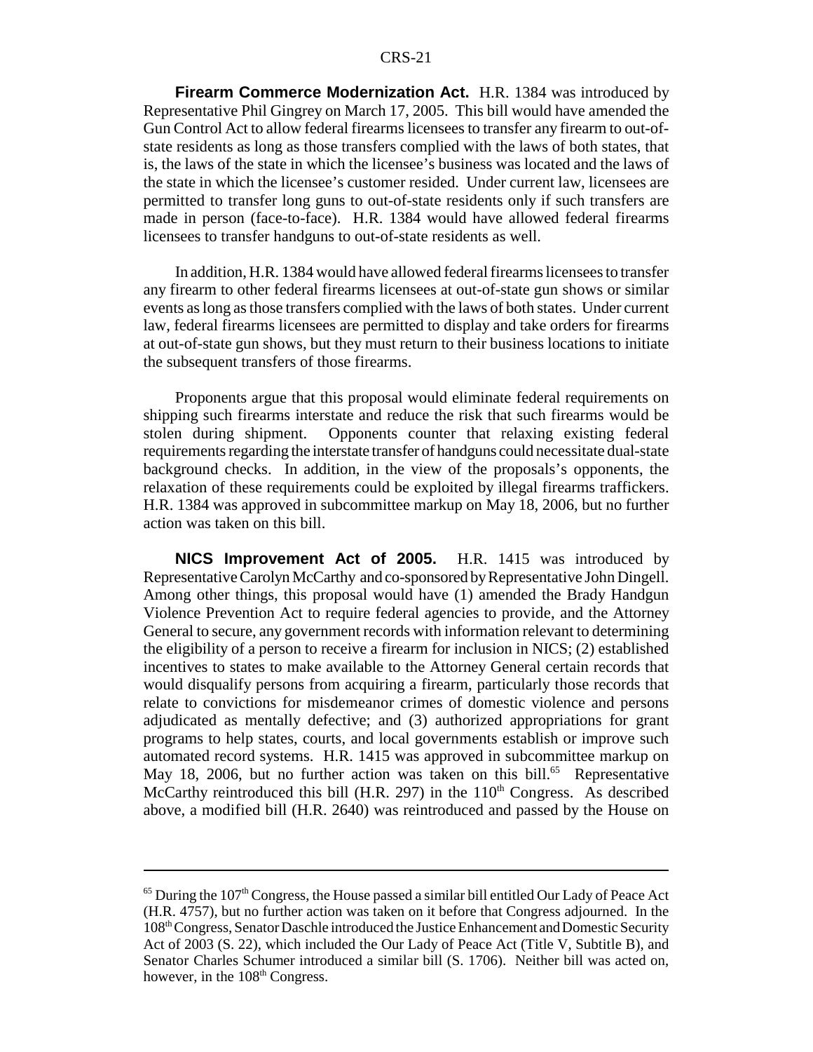**Firearm Commerce Modernization Act.** H.R. 1384 was introduced by Representative Phil Gingrey on March 17, 2005. This bill would have amended the Gun Control Act to allow federal firearms licensees to transfer any firearm to out-of-state residents as long as those transfers complied with the laws of both states, that is, the laws of the state in which the licensee's business was located and the laws of the state in which the licensee's customer resided. Under current law, licensees are permitted to transfer long guns to out-of-state residents only if such transfers are made in person (face-to-face). H.R. 1384 would have allowed federal firearms licensees to transfer handguns to out-of-state residents as well.

In addition, H.R. 1384 would have allowed federal firearms licensees to transfer any firearm to other federal firearms licensees at out-of-state gun shows or similar events as long as those transfers complied with the laws of both states. Under current law, federal firearms licensees are permitted to display and take orders for firearms at out-of-state gun shows, but they must return to their business locations to initiate the subsequent transfers of those firearms.

Proponents argue that this proposal would eliminate federal requirements on shipping such firearms interstate and reduce the risk that such firearms would be stolen during shipment. Opponents counter that relaxing existing federal requirements regarding the interstate transfer of handguns could necessitate dual-state background checks. In addition, in the view of the proposals's opponents, the relaxation of these requirements could be exploited by illegal firearms traffickers. H.R. 1384 was approved in subcommittee markup on May 18, 2006, but no further action was taken on this bill.

**NICS Improvement Act of 2005.** H.R. 1415 was introduced by Representative Carolyn McCarthy and co-sponsored by Representative John Dingell. Among other things, this proposal would have (1) amended the Brady Handgun Violence Prevention Act to require federal agencies to provide, and the Attorney General to secure, any government records with information relevant to determining the eligibility of a person to receive a firearm for inclusion in NICS; (2) established incentives to states to make available to the Attorney General certain records that would disqualify persons from acquiring a firearm, particularly those records that relate to convictions for misdemeanor crimes of domestic violence and persons adjudicated as mentally defective; and (3) authorized appropriations for grant programs to help states, courts, and local governments establish or improve such automated record systems. H.R. 1415 was approved in subcommittee markup on May 18, 2006, but no further action was taken on this bill.[65] Representative McCarthy reintroduced this bill (H.R. 297) in the 110th Congress. As described above, a modified bill (H.R. 2640) was reintroduced and passed by the House on

---

[65] During the 107th Congress, the House passed a similar bill entitled Our Lady of Peace Act (H.R. 4757), but no further action was taken on it before that Congress adjourned. In the 108th Congress, Senator Daschle introduced the Justice Enhancement and Domestic Security Act of 2003 (S. 22), which included the Our Lady of Peace Act (Title V, Subtitle B), and Senator Charles Schumer introduced a similar bill (S. 1706). Neither bill was acted on, however, in the 108th Congress.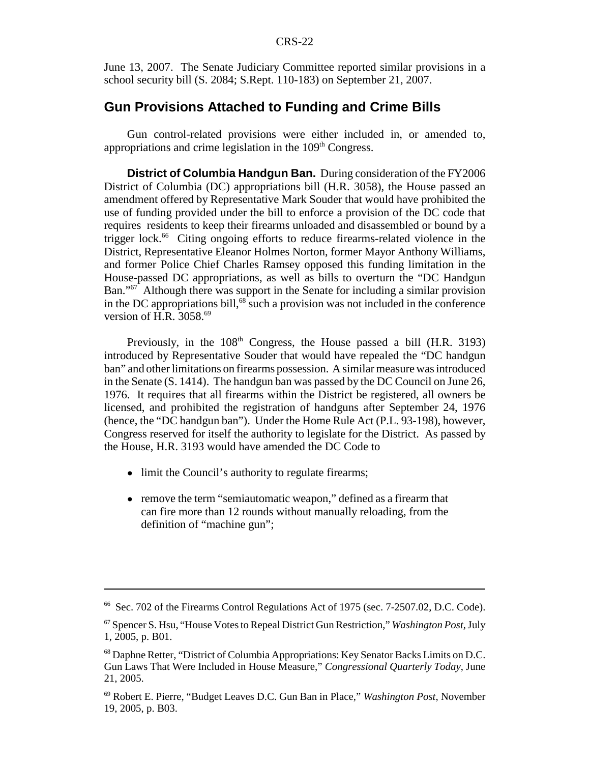June 13, 2007. The Senate Judiciary Committee reported similar provisions in a school security bill (S. 2084; S.Rept. 110-183) on September 21, 2007.

## Gun Provisions Attached to Funding and Crime Bills

Gun control-related provisions were either included in, or amended to, appropriations and crime legislation in the 109th Congress.

**District of Columbia Handgun Ban.** During consideration of the FY2006 District of Columbia (DC) appropriations bill (H.R. 3058), the House passed an amendment offered by Representative Mark Souder that would have prohibited the use of funding provided under the bill to enforce a provision of the DC code that requires residents to keep their firearms unloaded and disassembled or bound by a trigger lock.[66] Citing ongoing efforts to reduce firearms-related violence in the District, Representative Eleanor Holmes Norton, former Mayor Anthony Williams, and former Police Chief Charles Ramsey opposed this funding limitation in the House-passed DC appropriations, as well as bills to overturn the "DC Handgun Ban."[67] Although there was support in the Senate for including a similar provision in the DC appropriations bill,[68] such a provision was not included in the conference version of H.R. 3058.[69]

Previously, in the 108th Congress, the House passed a bill (H.R. 3193) introduced by Representative Souder that would have repealed the "DC handgun ban" and other limitations on firearms possession. A similar measure was introduced in the Senate (S. 1414). The handgun ban was passed by the DC Council on June 26, 1976. It requires that all firearms within the District be registered, all owners be licensed, and prohibited the registration of handguns after September 24, 1976 (hence, the "DC handgun ban"). Under the Home Rule Act (P.L. 93-198), however, Congress reserved for itself the authority to legislate for the District. As passed by the House, H.R. 3193 would have amended the DC Code to

- limit the Council's authority to regulate firearms;
- remove the term "semiautomatic weapon," defined as a firearm that can fire more than 12 rounds without manually reloading, from the definition of "machine gun";

---

[66] Sec. 702 of the Firearms Control Regulations Act of 1975 (sec. 7-2507.02, D.C. Code).

[67] Spencer S. Hsu, "House Votes to Repeal District Gun Restriction," *Washington Post*, July 1, 2005, p. B01.

[68] Daphne Retter, "District of Columbia Appropriations: Key Senator Backs Limits on D.C. Gun Laws That Were Included in House Measure," *Congressional Quarterly Today*, June 21, 2005.

[69] Robert E. Pierre, "Budget Leaves D.C. Gun Ban in Place," *Washington Post*, November 19, 2005, p. B03.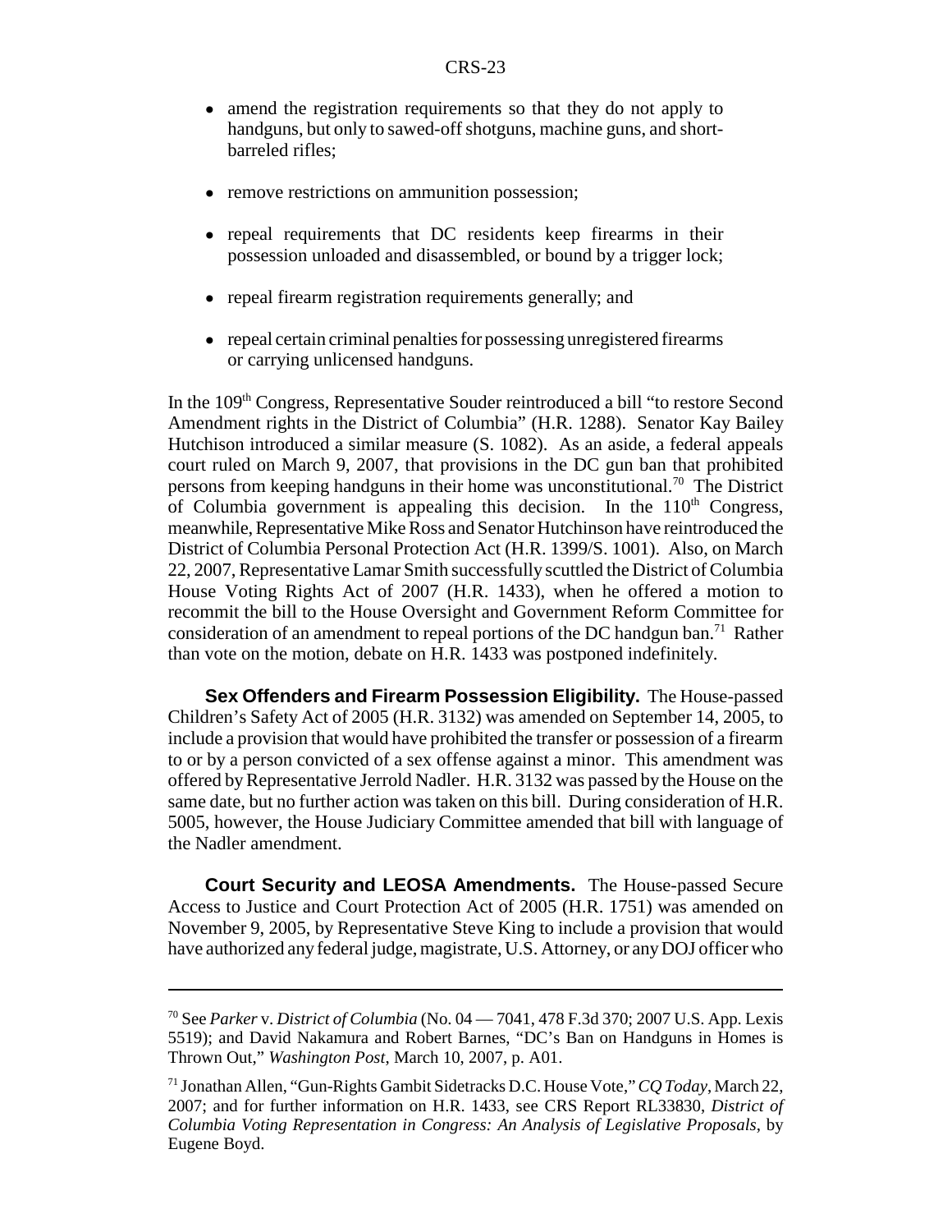- amend the registration requirements so that they do not apply to handguns, but only to sawed-off shotguns, machine guns, and short-barreled rifles;
- remove restrictions on ammunition possession;
- repeal requirements that DC residents keep firearms in their possession unloaded and disassembled, or bound by a trigger lock;
- repeal firearm registration requirements generally; and
- repeal certain criminal penalties for possessing unregistered firearms or carrying unlicensed handguns.

In the 109th Congress, Representative Souder reintroduced a bill "to restore Second Amendment rights in the District of Columbia" (H.R. 1288). Senator Kay Bailey Hutchison introduced a similar measure (S. 1082). As an aside, a federal appeals court ruled on March 9, 2007, that provisions in the DC gun ban that prohibited persons from keeping handguns in their home was unconstitutional.[70] The District of Columbia government is appealing this decision. In the 110th Congress, meanwhile, Representative Mike Ross and Senator Hutchinson have reintroduced the District of Columbia Personal Protection Act (H.R. 1399/S. 1001). Also, on March 22, 2007, Representative Lamar Smith successfully scuttled the District of Columbia House Voting Rights Act of 2007 (H.R. 1433), when he offered a motion to recommit the bill to the House Oversight and Government Reform Committee for consideration of an amendment to repeal portions of the DC handgun ban.[71] Rather than vote on the motion, debate on H.R. 1433 was postponed indefinitely.

**Sex Offenders and Firearm Possession Eligibility.** The House-passed Children's Safety Act of 2005 (H.R. 3132) was amended on September 14, 2005, to include a provision that would have prohibited the transfer or possession of a firearm to or by a person convicted of a sex offense against a minor. This amendment was offered by Representative Jerrold Nadler. H.R. 3132 was passed by the House on the same date, but no further action was taken on this bill. During consideration of H.R. 5005, however, the House Judiciary Committee amended that bill with language of the Nadler amendment.

**Court Security and LEOSA Amendments.** The House-passed Secure Access to Justice and Court Protection Act of 2005 (H.R. 1751) was amended on November 9, 2005, by Representative Steve King to include a provision that would have authorized any federal judge, magistrate, U.S. Attorney, or any DOJ officer who

---

[70] See *Parker* v. *District of Columbia* (No. 04 — 7041, 478 F.3d 370; 2007 U.S. App. Lexis 5519); and David Nakamura and Robert Barnes, "DC's Ban on Handguns in Homes is Thrown Out," *Washington Post*, March 10, 2007, p. A01.

[71] Jonathan Allen, "Gun-Rights Gambit Sidetracks D.C. House Vote," *CQ Today*, March 22, 2007; and for further information on H.R. 1433, see CRS Report RL33830, *District of Columbia Voting Representation in Congress: An Analysis of Legislative Proposals*, by Eugene Boyd.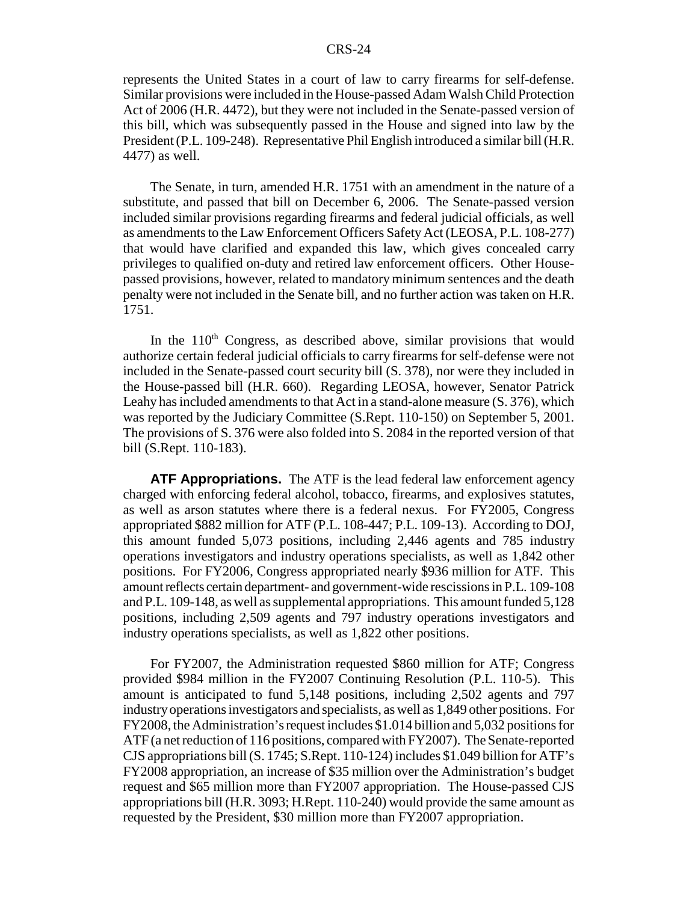represents the United States in a court of law to carry firearms for self-defense. Similar provisions were included in the House-passed Adam Walsh Child Protection Act of 2006 (H.R. 4472), but they were not included in the Senate-passed version of this bill, which was subsequently passed in the House and signed into law by the President (P.L. 109-248). Representative Phil English introduced a similar bill (H.R. 4477) as well.

The Senate, in turn, amended H.R. 1751 with an amendment in the nature of a substitute, and passed that bill on December 6, 2006. The Senate-passed version included similar provisions regarding firearms and federal judicial officials, as well as amendments to the Law Enforcement Officers Safety Act (LEOSA, P.L. 108-277) that would have clarified and expanded this law, which gives concealed carry privileges to qualified on-duty and retired law enforcement officers. Other House-passed provisions, however, related to mandatory minimum sentences and the death penalty were not included in the Senate bill, and no further action was taken on H.R. 1751.

In the 110th Congress, as described above, similar provisions that would authorize certain federal judicial officials to carry firearms for self-defense were not included in the Senate-passed court security bill (S. 378), nor were they included in the House-passed bill (H.R. 660). Regarding LEOSA, however, Senator Patrick Leahy has included amendments to that Act in a stand-alone measure (S. 376), which was reported by the Judiciary Committee (S.Rept. 110-150) on September 5, 2001. The provisions of S. 376 were also folded into S. 2084 in the reported version of that bill (S.Rept. 110-183).

**ATF Appropriations.** The ATF is the lead federal law enforcement agency charged with enforcing federal alcohol, tobacco, firearms, and explosives statutes, as well as arson statutes where there is a federal nexus. For FY2005, Congress appropriated $882 million for ATF (P.L. 108-447; P.L. 109-13). According to DOJ, this amount funded 5,073 positions, including 2,446 agents and 785 industry operations investigators and industry operations specialists, as well as 1,842 other positions. For FY2006, Congress appropriated nearly $936 million for ATF. This amount reflects certain department- and government-wide rescissions in P.L. 109-108 and P.L. 109-148, as well as supplemental appropriations. This amount funded 5,128 positions, including 2,509 agents and 797 industry operations investigators and industry operations specialists, as well as 1,822 other positions.

For FY2007, the Administration requested $860 million for ATF; Congress provided $984 million in the FY2007 Continuing Resolution (P.L. 110-5). This amount is anticipated to fund 5,148 positions, including 2,502 agents and 797 industry operations investigators and specialists, as well as 1,849 other positions. For FY2008, the Administration's request includes $1.014 billion and 5,032 positions for ATF (a net reduction of 116 positions, compared with FY2007). The Senate-reported CJS appropriations bill (S. 1745; S.Rept. 110-124) includes $1.049 billion for ATF's FY2008 appropriation, an increase of $35 million over the Administration's budget request and $65 million more than FY2007 appropriation. The House-passed CJS appropriations bill (H.R. 3093; H.Rept. 110-240) would provide the same amount as requested by the President, $30 million more than FY2007 appropriation.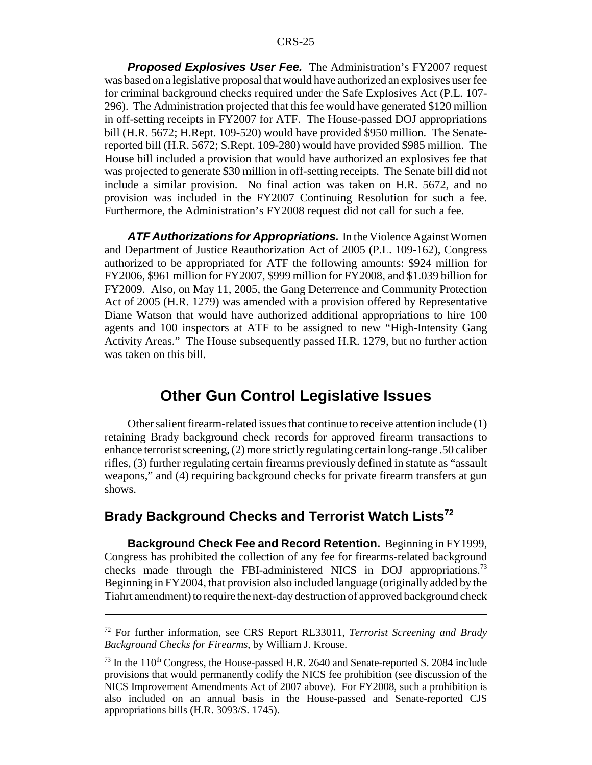***Proposed Explosives User Fee.*** The Administration's FY2007 request was based on a legislative proposal that would have authorized an explosives user fee for criminal background checks required under the Safe Explosives Act (P.L. 107-296). The Administration projected that this fee would have generated \$120 million in off-setting receipts in FY2007 for ATF. The House-passed DOJ appropriations bill (H.R. 5672; H.Rept. 109-520) would have provided \$950 million. The Senate-reported bill (H.R. 5672; S.Rept. 109-280) would have provided \$985 million. The House bill included a provision that would have authorized an explosives fee that was projected to generate \$30 million in off-setting receipts. The Senate bill did not include a similar provision. No final action was taken on H.R. 5672, and no provision was included in the FY2007 Continuing Resolution for such a fee. Furthermore, the Administration's FY2008 request did not call for such a fee.

***ATF Authorizations for Appropriations.*** In the Violence Against Women and Department of Justice Reauthorization Act of 2005 (P.L. 109-162), Congress authorized to be appropriated for ATF the following amounts: \$924 million for FY2006, \$961 million for FY2007, \$999 million for FY2008, and \$1.039 billion for FY2009. Also, on May 11, 2005, the Gang Deterrence and Community Protection Act of 2005 (H.R. 1279) was amended with a provision offered by Representative Diane Watson that would have authorized additional appropriations to hire 100 agents and 100 inspectors at ATF to be assigned to new "High-Intensity Gang Activity Areas." The House subsequently passed H.R. 1279, but no further action was taken on this bill.

# Other Gun Control Legislative Issues

Other salient firearm-related issues that continue to receive attention include (1) retaining Brady background check records for approved firearm transactions to enhance terrorist screening, (2) more strictly regulating certain long-range .50 caliber rifles, (3) further regulating certain firearms previously defined in statute as "assault weapons," and (4) requiring background checks for private firearm transfers at gun shows.

## Brady Background Checks and Terrorist Watch Lists[72]

**Background Check Fee and Record Retention.** Beginning in FY1999, Congress has prohibited the collection of any fee for firearms-related background checks made through the FBI-administered NICS in DOJ appropriations.[73] Beginning in FY2004, that provision also included language (originally added by the Tiahrt amendment) to require the next-day destruction of approved background check

---

[72] For further information, see CRS Report RL33011, *Terrorist Screening and Brady Background Checks for Firearms*, by William J. Krouse.

[73] In the 110th Congress, the House-passed H.R. 2640 and Senate-reported S. 2084 include provisions that would permanently codify the NICS fee prohibition (see discussion of the NICS Improvement Amendments Act of 2007 above). For FY2008, such a prohibition is also included on an annual basis in the House-passed and Senate-reported CJS appropriations bills (H.R. 3093/S. 1745).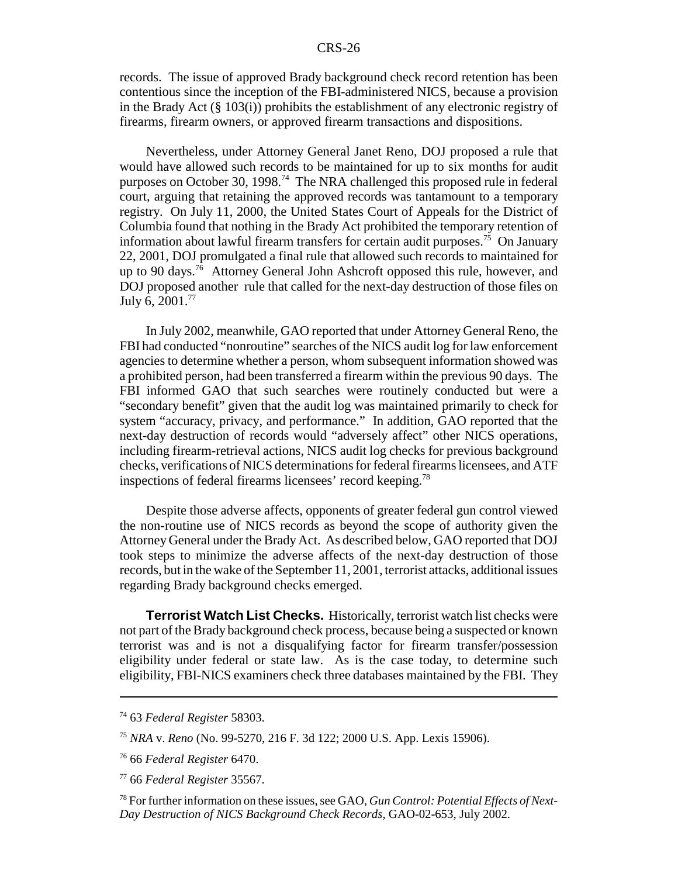records. The issue of approved Brady background check record retention has been contentious since the inception of the FBI-administered NICS, because a provision in the Brady Act (§ 103(i)) prohibits the establishment of any electronic registry of firearms, firearm owners, or approved firearm transactions and dispositions.

Nevertheless, under Attorney General Janet Reno, DOJ proposed a rule that would have allowed such records to be maintained for up to six months for audit purposes on October 30, 1998.[74] The NRA challenged this proposed rule in federal court, arguing that retaining the approved records was tantamount to a temporary registry. On July 11, 2000, the United States Court of Appeals for the District of Columbia found that nothing in the Brady Act prohibited the temporary retention of information about lawful firearm transfers for certain audit purposes.[75] On January 22, 2001, DOJ promulgated a final rule that allowed such records to maintained for up to 90 days.[76] Attorney General John Ashcroft opposed this rule, however, and DOJ proposed another rule that called for the next-day destruction of those files on July 6, 2001.[77]

In July 2002, meanwhile, GAO reported that under Attorney General Reno, the FBI had conducted "nonroutine" searches of the NICS audit log for law enforcement agencies to determine whether a person, whom subsequent information showed was a prohibited person, had been transferred a firearm within the previous 90 days. The FBI informed GAO that such searches were routinely conducted but were a "secondary benefit" given that the audit log was maintained primarily to check for system "accuracy, privacy, and performance." In addition, GAO reported that the next-day destruction of records would "adversely affect" other NICS operations, including firearm-retrieval actions, NICS audit log checks for previous background checks, verifications of NICS determinations for federal firearms licensees, and ATF inspections of federal firearms licensees' record keeping.[78]

Despite those adverse affects, opponents of greater federal gun control viewed the non-routine use of NICS records as beyond the scope of authority given the Attorney General under the Brady Act. As described below, GAO reported that DOJ took steps to minimize the adverse affects of the next-day destruction of those records, but in the wake of the September 11, 2001, terrorist attacks, additional issues regarding Brady background checks emerged.

**Terrorist Watch List Checks.** Historically, terrorist watch list checks were not part of the Brady background check process, because being a suspected or known terrorist was and is not a disqualifying factor for firearm transfer/possession eligibility under federal or state law. As is the case today, to determine such eligibility, FBI-NICS examiners check three databases maintained by the FBI. They

---

[74] 63 *Federal Register* 58303.

[75] *NRA* v. *Reno* (No. 99-5270, 216 F. 3d 122; 2000 U.S. App. Lexis 15906).

[76] 66 *Federal Register* 6470.

[77] 66 *Federal Register* 35567.

[78] For further information on these issues, see GAO, *Gun Control: Potential Effects of Next-Day Destruction of NICS Background Check Records*, GAO-02-653, July 2002.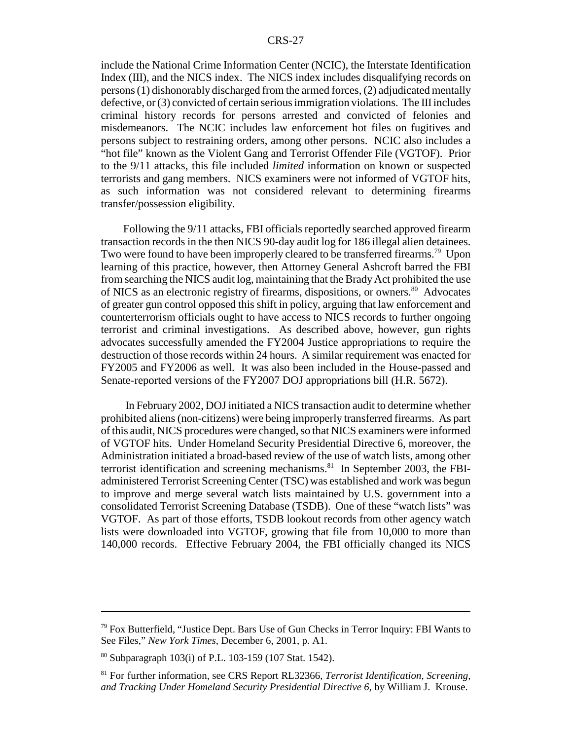include the National Crime Information Center (NCIC), the Interstate Identification Index (III), and the NICS index. The NICS index includes disqualifying records on persons (1) dishonorably discharged from the armed forces, (2) adjudicated mentally defective, or (3) convicted of certain serious immigration violations. The III includes criminal history records for persons arrested and convicted of felonies and misdemeanors. The NCIC includes law enforcement hot files on fugitives and persons subject to restraining orders, among other persons. NCIC also includes a "hot file" known as the Violent Gang and Terrorist Offender File (VGTOF). Prior to the 9/11 attacks, this file included *limited* information on known or suspected terrorists and gang members. NICS examiners were not informed of VGTOF hits, as such information was not considered relevant to determining firearms transfer/possession eligibility.

Following the 9/11 attacks, FBI officials reportedly searched approved firearm transaction records in the then NICS 90-day audit log for 186 illegal alien detainees. Two were found to have been improperly cleared to be transferred firearms.[79] Upon learning of this practice, however, then Attorney General Ashcroft barred the FBI from searching the NICS audit log, maintaining that the Brady Act prohibited the use of NICS as an electronic registry of firearms, dispositions, or owners.[80] Advocates of greater gun control opposed this shift in policy, arguing that law enforcement and counterterrorism officials ought to have access to NICS records to further ongoing terrorist and criminal investigations. As described above, however, gun rights advocates successfully amended the FY2004 Justice appropriations to require the destruction of those records within 24 hours. A similar requirement was enacted for FY2005 and FY2006 as well. It was also been included in the House-passed and Senate-reported versions of the FY2007 DOJ appropriations bill (H.R. 5672).

In February 2002, DOJ initiated a NICS transaction audit to determine whether prohibited aliens (non-citizens) were being improperly transferred firearms. As part of this audit, NICS procedures were changed, so that NICS examiners were informed of VGTOF hits. Under Homeland Security Presidential Directive 6, moreover, the Administration initiated a broad-based review of the use of watch lists, among other terrorist identification and screening mechanisms.[81] In September 2003, the FBI-administered Terrorist Screening Center (TSC) was established and work was begun to improve and merge several watch lists maintained by U.S. government into a consolidated Terrorist Screening Database (TSDB). One of these "watch lists" was VGTOF. As part of those efforts, TSDB lookout records from other agency watch lists were downloaded into VGTOF, growing that file from 10,000 to more than 140,000 records. Effective February 2004, the FBI officially changed its NICS

---

[79] Fox Butterfield, "Justice Dept. Bars Use of Gun Checks in Terror Inquiry: FBI Wants to See Files," *New York Times*, December 6, 2001, p. A1.

[80] Subparagraph 103(i) of P.L. 103-159 (107 Stat. 1542).

[81] For further information, see CRS Report RL32366, *Terrorist Identification, Screening, and Tracking Under Homeland Security Presidential Directive 6*, by William J. Krouse.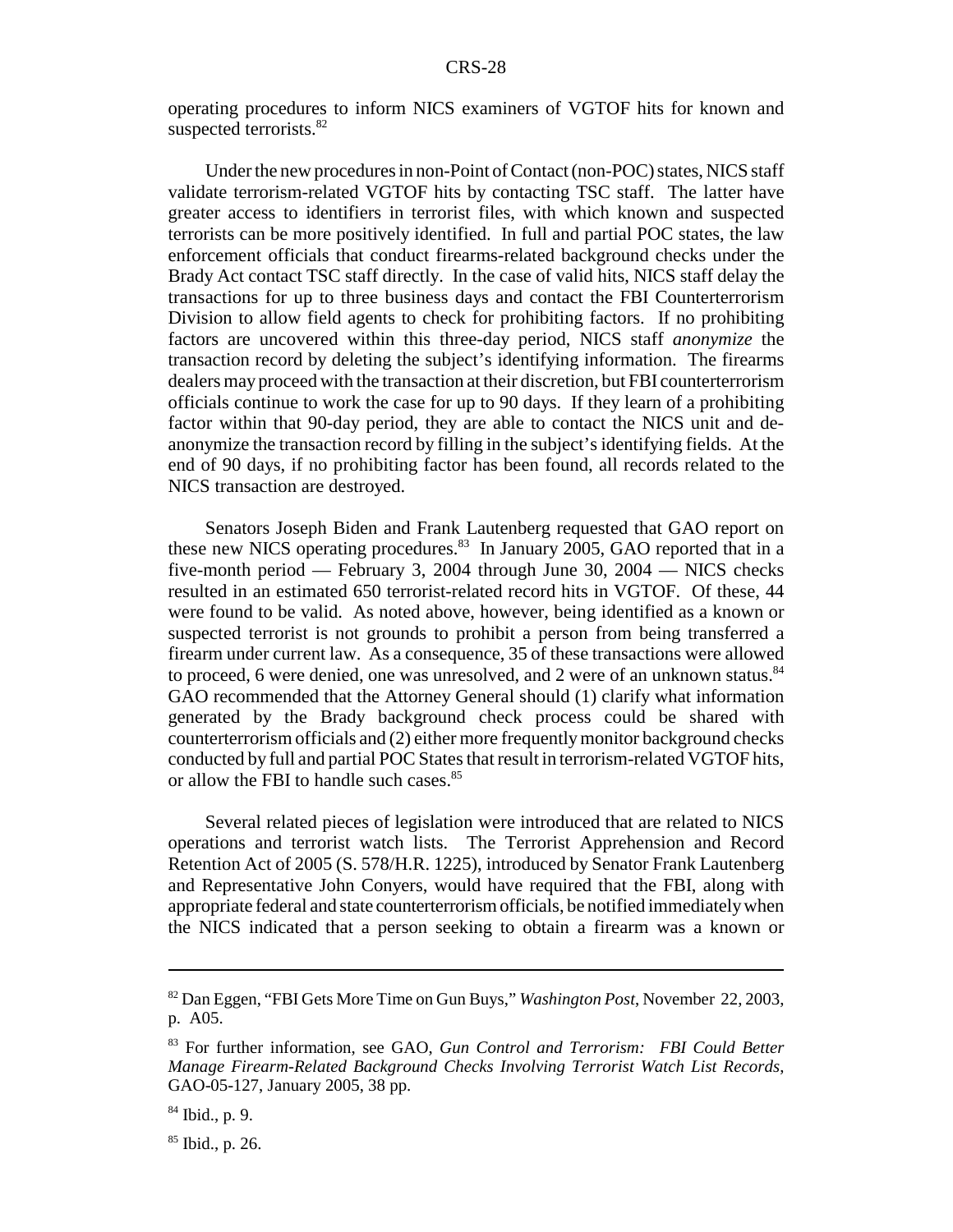operating procedures to inform NICS examiners of VGTOF hits for known and suspected terrorists.[82]

Under the new procedures in non-Point of Contact (non-POC) states, NICS staff validate terrorism-related VGTOF hits by contacting TSC staff. The latter have greater access to identifiers in terrorist files, with which known and suspected terrorists can be more positively identified. In full and partial POC states, the law enforcement officials that conduct firearms-related background checks under the Brady Act contact TSC staff directly. In the case of valid hits, NICS staff delay the transactions for up to three business days and contact the FBI Counterterrorism Division to allow field agents to check for prohibiting factors. If no prohibiting factors are uncovered within this three-day period, NICS staff *anonymize* the transaction record by deleting the subject's identifying information. The firearms dealers may proceed with the transaction at their discretion, but FBI counterterrorism officials continue to work the case for up to 90 days. If they learn of a prohibiting factor within that 90-day period, they are able to contact the NICS unit and de-anonymize the transaction record by filling in the subject's identifying fields. At the end of 90 days, if no prohibiting factor has been found, all records related to the NICS transaction are destroyed.

Senators Joseph Biden and Frank Lautenberg requested that GAO report on these new NICS operating procedures.[83] In January 2005, GAO reported that in a five-month period — February 3, 2004 through June 30, 2004 — NICS checks resulted in an estimated 650 terrorist-related record hits in VGTOF. Of these, 44 were found to be valid. As noted above, however, being identified as a known or suspected terrorist is not grounds to prohibit a person from being transferred a firearm under current law. As a consequence, 35 of these transactions were allowed to proceed, 6 were denied, one was unresolved, and 2 were of an unknown status.[84] GAO recommended that the Attorney General should (1) clarify what information generated by the Brady background check process could be shared with counterterrorism officials and (2) either more frequently monitor background checks conducted by full and partial POC States that result in terrorism-related VGTOF hits, or allow the FBI to handle such cases.[85]

Several related pieces of legislation were introduced that are related to NICS operations and terrorist watch lists. The Terrorist Apprehension and Record Retention Act of 2005 (S. 578/H.R. 1225), introduced by Senator Frank Lautenberg and Representative John Conyers, would have required that the FBI, along with appropriate federal and state counterterrorism officials, be notified immediately when the NICS indicated that a person seeking to obtain a firearm was a known or

---

[82] Dan Eggen, "FBI Gets More Time on Gun Buys," *Washington Post*, November 22, 2003, p. A05.

[83] For further information, see GAO, *Gun Control and Terrorism: FBI Could Better Manage Firearm-Related Background Checks Involving Terrorist Watch List Records*, GAO-05-127, January 2005, 38 pp.

[84] Ibid., p. 9.

[85] Ibid., p. 26.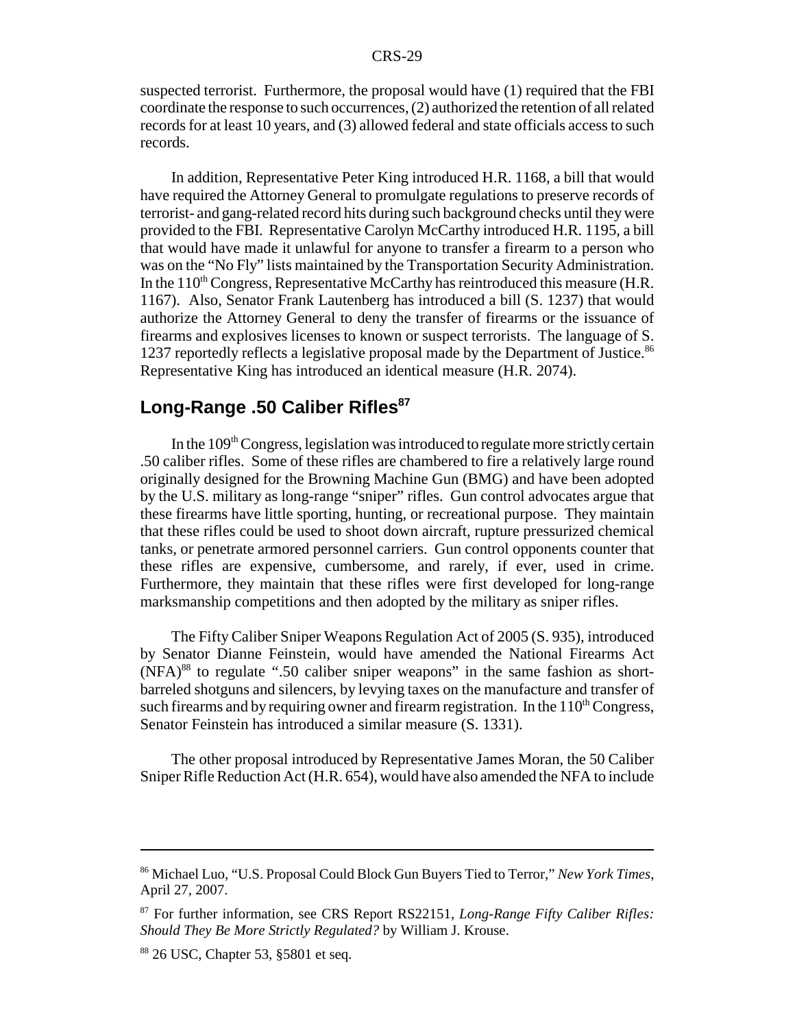suspected terrorist. Furthermore, the proposal would have (1) required that the FBI coordinate the response to such occurrences, (2) authorized the retention of all related records for at least 10 years, and (3) allowed federal and state officials access to such records.

In addition, Representative Peter King introduced H.R. 1168, a bill that would have required the Attorney General to promulgate regulations to preserve records of terrorist- and gang-related record hits during such background checks until they were provided to the FBI. Representative Carolyn McCarthy introduced H.R. 1195, a bill that would have made it unlawful for anyone to transfer a firearm to a person who was on the "No Fly" lists maintained by the Transportation Security Administration. In the 110th Congress, Representative McCarthy has reintroduced this measure (H.R. 1167). Also, Senator Frank Lautenberg has introduced a bill (S. 1237) that would authorize the Attorney General to deny the transfer of firearms or the issuance of firearms and explosives licenses to known or suspect terrorists. The language of S. 1237 reportedly reflects a legislative proposal made by the Department of Justice.[86] Representative King has introduced an identical measure (H.R. 2074).

## Long-Range .50 Caliber Rifles[87]

In the 109th Congress, legislation was introduced to regulate more strictly certain .50 caliber rifles. Some of these rifles are chambered to fire a relatively large round originally designed for the Browning Machine Gun (BMG) and have been adopted by the U.S. military as long-range "sniper" rifles. Gun control advocates argue that these firearms have little sporting, hunting, or recreational purpose. They maintain that these rifles could be used to shoot down aircraft, rupture pressurized chemical tanks, or penetrate armored personnel carriers. Gun control opponents counter that these rifles are expensive, cumbersome, and rarely, if ever, used in crime. Furthermore, they maintain that these rifles were first developed for long-range marksmanship competitions and then adopted by the military as sniper rifles.

The Fifty Caliber Sniper Weapons Regulation Act of 2005 (S. 935), introduced by Senator Dianne Feinstein, would have amended the National Firearms Act (NFA)[88] to regulate ".50 caliber sniper weapons" in the same fashion as short-barreled shotguns and silencers, by levying taxes on the manufacture and transfer of such firearms and by requiring owner and firearm registration. In the 110th Congress, Senator Feinstein has introduced a similar measure (S. 1331).

The other proposal introduced by Representative James Moran, the 50 Caliber Sniper Rifle Reduction Act (H.R. 654), would have also amended the NFA to include

---

[86] Michael Luo, "U.S. Proposal Could Block Gun Buyers Tied to Terror," *New York Times*, April 27, 2007.

[87] For further information, see CRS Report RS22151, *Long-Range Fifty Caliber Rifles: Should They Be More Strictly Regulated?* by William J. Krouse.

[88] 26 USC, Chapter 53, §5801 et seq.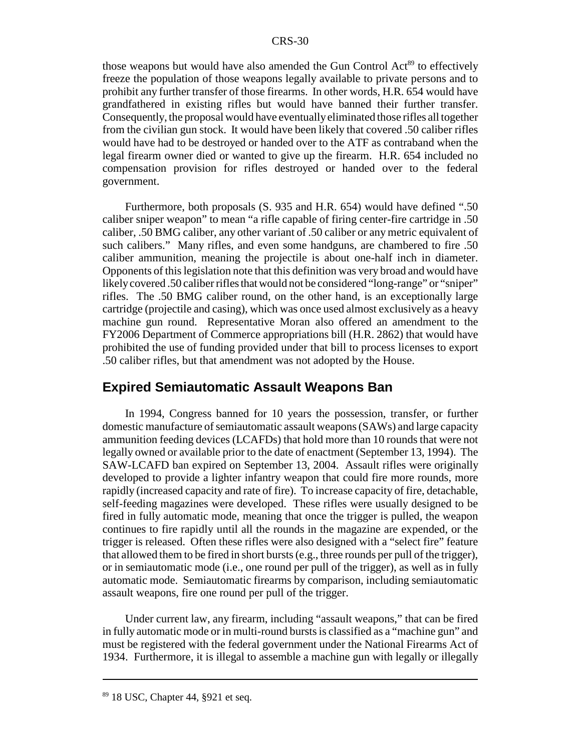those weapons but would have also amended the Gun Control Act[89] to effectively freeze the population of those weapons legally available to private persons and to prohibit any further transfer of those firearms. In other words, H.R. 654 would have grandfathered in existing rifles but would have banned their further transfer. Consequently, the proposal would have eventually eliminated those rifles all together from the civilian gun stock. It would have been likely that covered .50 caliber rifles would have had to be destroyed or handed over to the ATF as contraband when the legal firearm owner died or wanted to give up the firearm. H.R. 654 included no compensation provision for rifles destroyed or handed over to the federal government.

Furthermore, both proposals (S. 935 and H.R. 654) would have defined ".50 caliber sniper weapon" to mean "a rifle capable of firing center-fire cartridge in .50 caliber, .50 BMG caliber, any other variant of .50 caliber or any metric equivalent of such calibers." Many rifles, and even some handguns, are chambered to fire .50 caliber ammunition, meaning the projectile is about one-half inch in diameter. Opponents of this legislation note that this definition was very broad and would have likely covered .50 caliber rifles that would not be considered "long-range" or "sniper" rifles. The .50 BMG caliber round, on the other hand, is an exceptionally large cartridge (projectile and casing), which was once used almost exclusively as a heavy machine gun round. Representative Moran also offered an amendment to the FY2006 Department of Commerce appropriations bill (H.R. 2862) that would have prohibited the use of funding provided under that bill to process licenses to export .50 caliber rifles, but that amendment was not adopted by the House.

## Expired Semiautomatic Assault Weapons Ban

In 1994, Congress banned for 10 years the possession, transfer, or further domestic manufacture of semiautomatic assault weapons (SAWs) and large capacity ammunition feeding devices (LCAFDs) that hold more than 10 rounds that were not legally owned or available prior to the date of enactment (September 13, 1994). The SAW-LCAFD ban expired on September 13, 2004. Assault rifles were originally developed to provide a lighter infantry weapon that could fire more rounds, more rapidly (increased capacity and rate of fire). To increase capacity of fire, detachable, self-feeding magazines were developed. These rifles were usually designed to be fired in fully automatic mode, meaning that once the trigger is pulled, the weapon continues to fire rapidly until all the rounds in the magazine are expended, or the trigger is released. Often these rifles were also designed with a "select fire" feature that allowed them to be fired in short bursts (e.g., three rounds per pull of the trigger), or in semiautomatic mode (i.e., one round per pull of the trigger), as well as in fully automatic mode. Semiautomatic firearms by comparison, including semiautomatic assault weapons, fire one round per pull of the trigger.

Under current law, any firearm, including "assault weapons," that can be fired in fully automatic mode or in multi-round bursts is classified as a "machine gun" and must be registered with the federal government under the National Firearms Act of 1934. Furthermore, it is illegal to assemble a machine gun with legally or illegally

---

[89] 18 USC, Chapter 44, §921 et seq.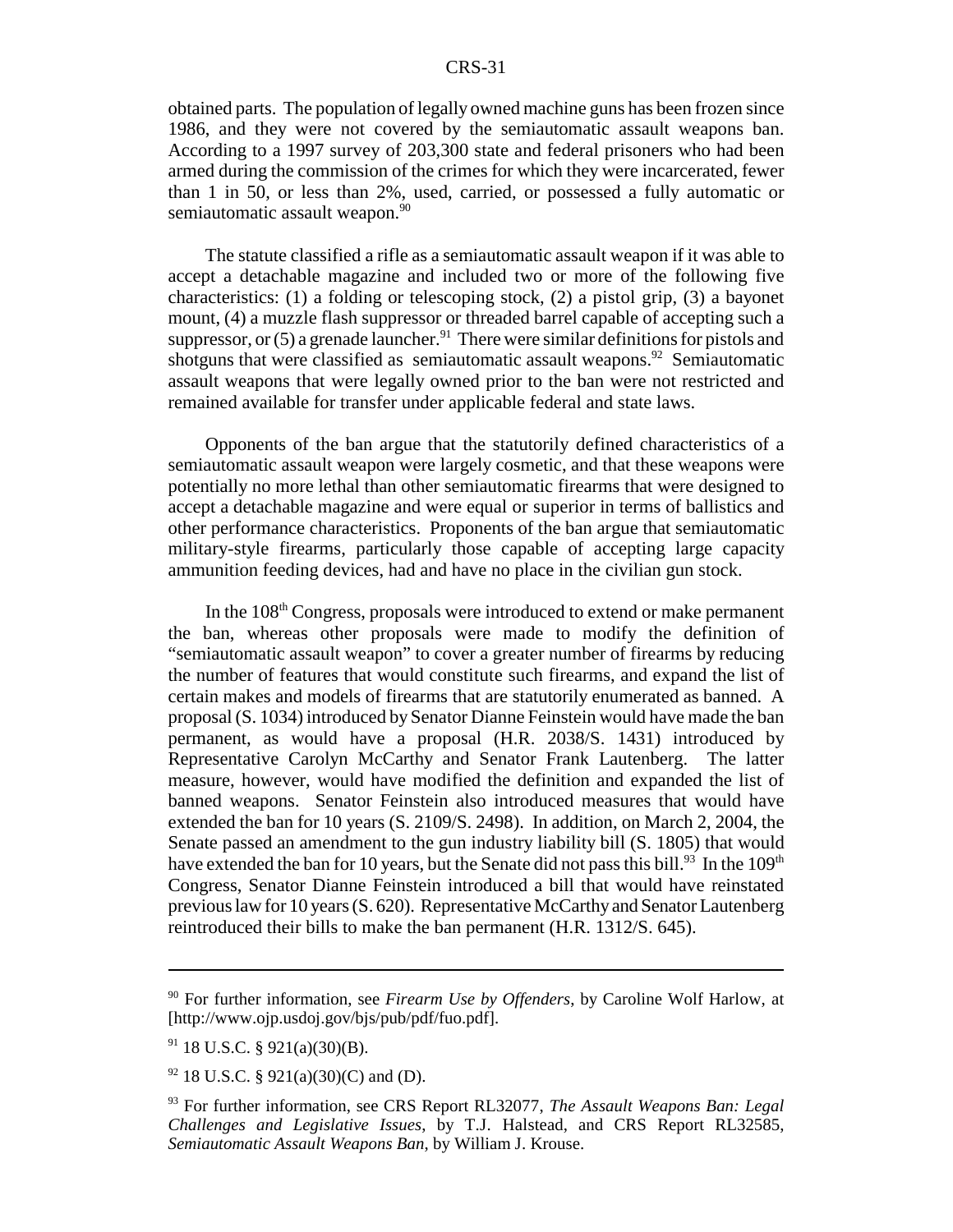obtained parts. The population of legally owned machine guns has been frozen since 1986, and they were not covered by the semiautomatic assault weapons ban. According to a 1997 survey of 203,300 state and federal prisoners who had been armed during the commission of the crimes for which they were incarcerated, fewer than 1 in 50, or less than 2%, used, carried, or possessed a fully automatic or semiautomatic assault weapon.[90]

The statute classified a rifle as a semiautomatic assault weapon if it was able to accept a detachable magazine and included two or more of the following five characteristics: (1) a folding or telescoping stock, (2) a pistol grip, (3) a bayonet mount, (4) a muzzle flash suppressor or threaded barrel capable of accepting such a suppressor, or (5) a grenade launcher.[91] There were similar definitions for pistols and shotguns that were classified as semiautomatic assault weapons.[92] Semiautomatic assault weapons that were legally owned prior to the ban were not restricted and remained available for transfer under applicable federal and state laws.

Opponents of the ban argue that the statutorily defined characteristics of a semiautomatic assault weapon were largely cosmetic, and that these weapons were potentially no more lethal than other semiautomatic firearms that were designed to accept a detachable magazine and were equal or superior in terms of ballistics and other performance characteristics. Proponents of the ban argue that semiautomatic military-style firearms, particularly those capable of accepting large capacity ammunition feeding devices, had and have no place in the civilian gun stock.

In the 108th Congress, proposals were introduced to extend or make permanent the ban, whereas other proposals were made to modify the definition of "semiautomatic assault weapon" to cover a greater number of firearms by reducing the number of features that would constitute such firearms, and expand the list of certain makes and models of firearms that are statutorily enumerated as banned. A proposal (S. 1034) introduced by Senator Dianne Feinstein would have made the ban permanent, as would have a proposal (H.R. 2038/S. 1431) introduced by Representative Carolyn McCarthy and Senator Frank Lautenberg. The latter measure, however, would have modified the definition and expanded the list of banned weapons. Senator Feinstein also introduced measures that would have extended the ban for 10 years (S. 2109/S. 2498). In addition, on March 2, 2004, the Senate passed an amendment to the gun industry liability bill (S. 1805) that would have extended the ban for 10 years, but the Senate did not pass this bill.[93] In the 109th Congress, Senator Dianne Feinstein introduced a bill that would have reinstated previous law for 10 years (S. 620). Representative McCarthy and Senator Lautenberg reintroduced their bills to make the ban permanent (H.R. 1312/S. 645).

---

[90] For further information, see *Firearm Use by Offenders*, by Caroline Wolf Harlow, at [http://www.ojp.usdoj.gov/bjs/pub/pdf/fuo.pdf].

[91] 18 U.S.C. § 921(a)(30)(B).

[92] 18 U.S.C. § 921(a)(30)(C) and (D).

[93] For further information, see CRS Report RL32077, *The Assault Weapons Ban: Legal Challenges and Legislative Issues*, by T.J. Halstead, and CRS Report RL32585, *Semiautomatic Assault Weapons Ban*, by William J. Krouse.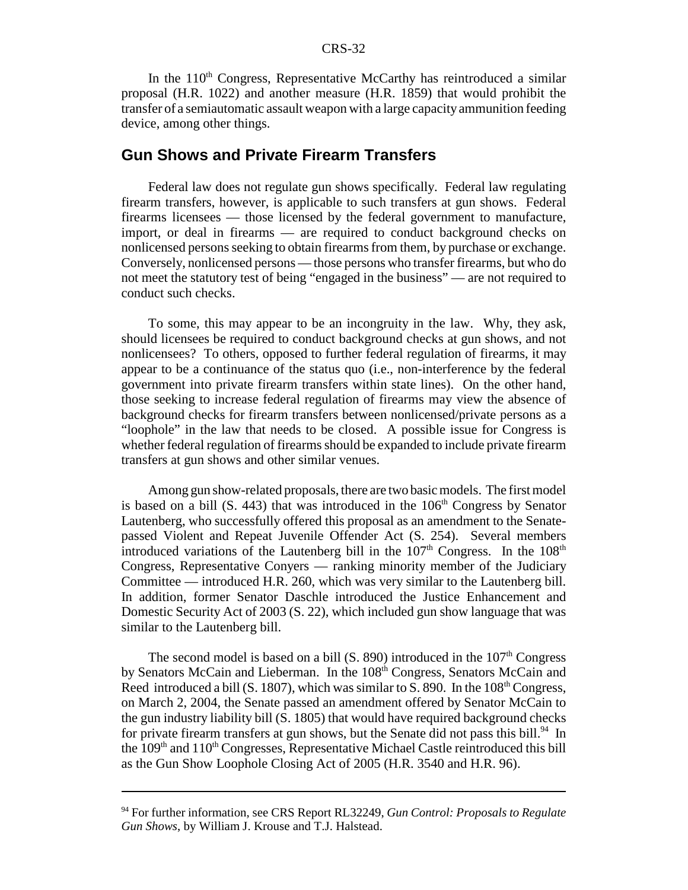In the 110th Congress, Representative McCarthy has reintroduced a similar proposal (H.R. 1022) and another measure (H.R. 1859) that would prohibit the transfer of a semiautomatic assault weapon with a large capacity ammunition feeding device, among other things.

## Gun Shows and Private Firearm Transfers

Federal law does not regulate gun shows specifically. Federal law regulating firearm transfers, however, is applicable to such transfers at gun shows. Federal firearms licensees — those licensed by the federal government to manufacture, import, or deal in firearms — are required to conduct background checks on nonlicensed persons seeking to obtain firearms from them, by purchase or exchange. Conversely, nonlicensed persons — those persons who transfer firearms, but who do not meet the statutory test of being "engaged in the business" — are not required to conduct such checks.

To some, this may appear to be an incongruity in the law. Why, they ask, should licensees be required to conduct background checks at gun shows, and not nonlicensees? To others, opposed to further federal regulation of firearms, it may appear to be a continuance of the status quo (i.e., non-interference by the federal government into private firearm transfers within state lines). On the other hand, those seeking to increase federal regulation of firearms may view the absence of background checks for firearm transfers between nonlicensed/private persons as a "loophole" in the law that needs to be closed. A possible issue for Congress is whether federal regulation of firearms should be expanded to include private firearm transfers at gun shows and other similar venues.

Among gun show-related proposals, there are two basic models. The first model is based on a bill (S. 443) that was introduced in the 106th Congress by Senator Lautenberg, who successfully offered this proposal as an amendment to the Senate-passed Violent and Repeat Juvenile Offender Act (S. 254). Several members introduced variations of the Lautenberg bill in the 107th Congress. In the 108th Congress, Representative Conyers — ranking minority member of the Judiciary Committee — introduced H.R. 260, which was very similar to the Lautenberg bill. In addition, former Senator Daschle introduced the Justice Enhancement and Domestic Security Act of 2003 (S. 22), which included gun show language that was similar to the Lautenberg bill.

The second model is based on a bill (S. 890) introduced in the 107th Congress by Senators McCain and Lieberman. In the 108th Congress, Senators McCain and Reed introduced a bill (S. 1807), which was similar to S. 890. In the 108th Congress, on March 2, 2004, the Senate passed an amendment offered by Senator McCain to the gun industry liability bill (S. 1805) that would have required background checks for private firearm transfers at gun shows, but the Senate did not pass this bill.[94] In the 109th and 110th Congresses, Representative Michael Castle reintroduced this bill as the Gun Show Loophole Closing Act of 2005 (H.R. 3540 and H.R. 96).

---

[94] For further information, see CRS Report RL32249, *Gun Control: Proposals to Regulate Gun Shows*, by William J. Krouse and T.J. Halstead.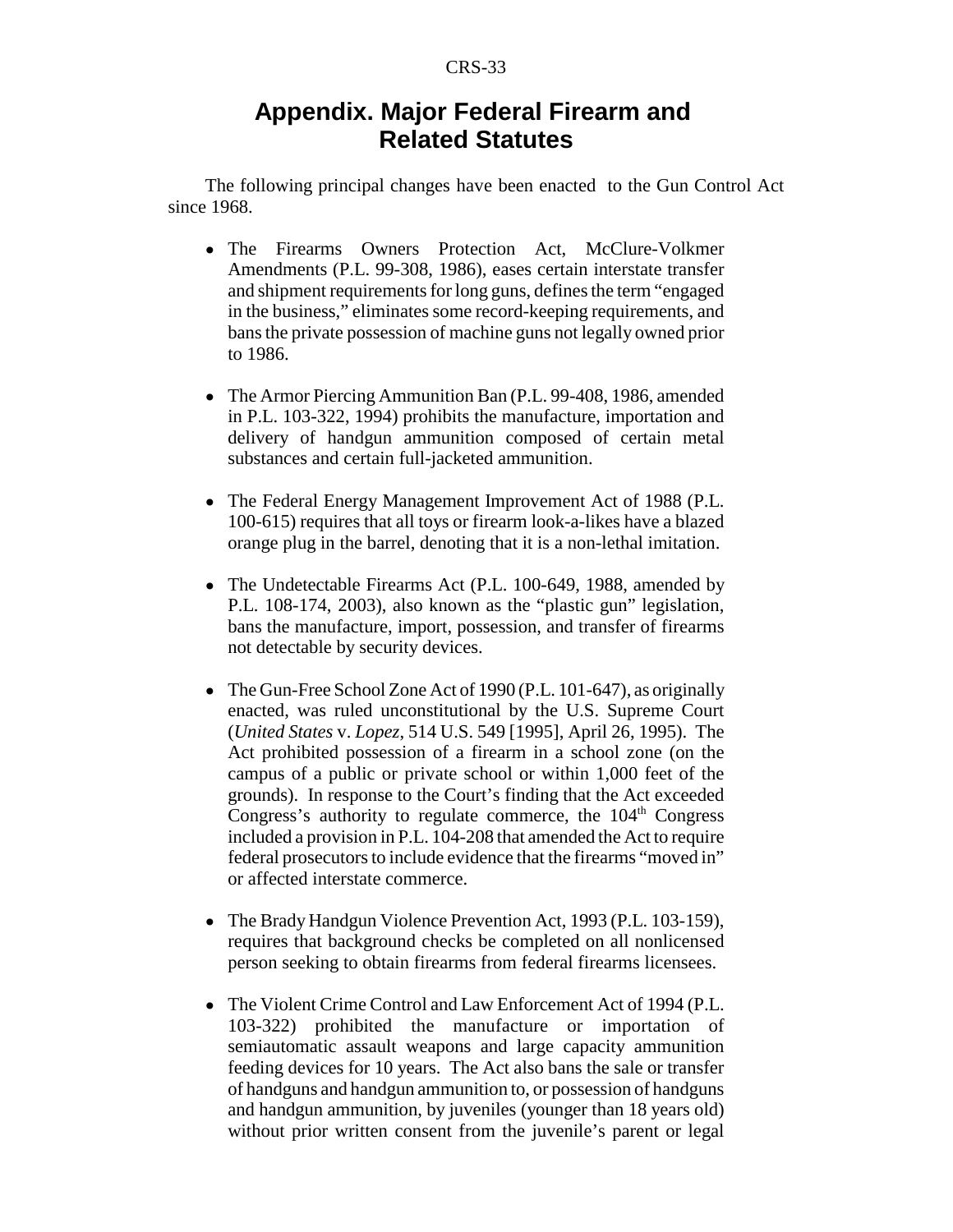# Appendix. Major Federal Firearm and Related Statutes

The following principal changes have been enacted to the Gun Control Act since 1968.

- The Firearms Owners Protection Act, McClure-Volkmer Amendments (P.L. 99-308, 1986), eases certain interstate transfer and shipment requirements for long guns, defines the term "engaged in the business," eliminates some record-keeping requirements, and bans the private possession of machine guns not legally owned prior to 1986.

- The Armor Piercing Ammunition Ban (P.L. 99-408, 1986, amended in P.L. 103-322, 1994) prohibits the manufacture, importation and delivery of handgun ammunition composed of certain metal substances and certain full-jacketed ammunition.

- The Federal Energy Management Improvement Act of 1988 (P.L. 100-615) requires that all toys or firearm look-a-likes have a blazed orange plug in the barrel, denoting that it is a non-lethal imitation.

- The Undetectable Firearms Act (P.L. 100-649, 1988, amended by P.L. 108-174, 2003), also known as the "plastic gun" legislation, bans the manufacture, import, possession, and transfer of firearms not detectable by security devices.

- The Gun-Free School Zone Act of 1990 (P.L. 101-647), as originally enacted, was ruled unconstitutional by the U.S. Supreme Court (*United States* v. *Lopez*, 514 U.S. 549 [1995], April 26, 1995). The Act prohibited possession of a firearm in a school zone (on the campus of a public or private school or within 1,000 feet of the grounds). In response to the Court's finding that the Act exceeded Congress's authority to regulate commerce, the 104th Congress included a provision in P.L. 104-208 that amended the Act to require federal prosecutors to include evidence that the firearms "moved in" or affected interstate commerce.

- The Brady Handgun Violence Prevention Act, 1993 (P.L. 103-159), requires that background checks be completed on all nonlicensed person seeking to obtain firearms from federal firearms licensees.

- The Violent Crime Control and Law Enforcement Act of 1994 (P.L. 103-322) prohibited the manufacture or importation of semiautomatic assault weapons and large capacity ammunition feeding devices for 10 years. The Act also bans the sale or transfer of handguns and handgun ammunition to, or possession of handguns and handgun ammunition, by juveniles (younger than 18 years old) without prior written consent from the juvenile's parent or legal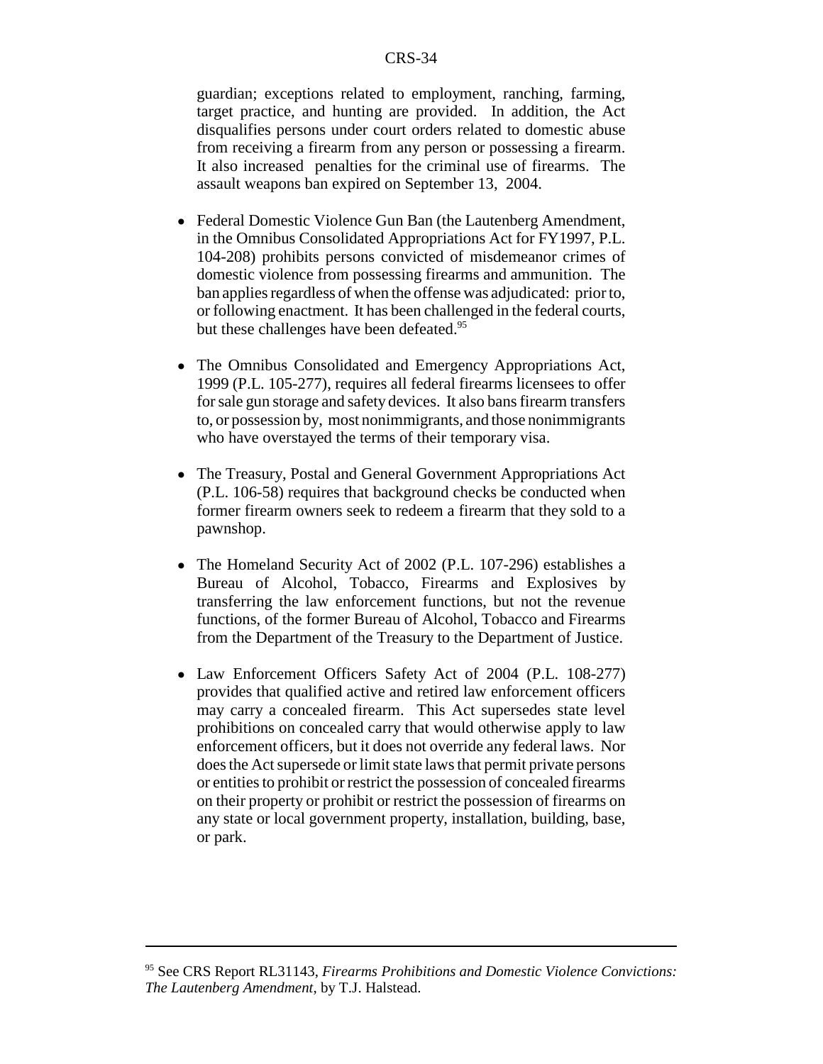guardian; exceptions related to employment, ranching, farming, target practice, and hunting are provided. In addition, the Act disqualifies persons under court orders related to domestic abuse from receiving a firearm from any person or possessing a firearm. It also increased penalties for the criminal use of firearms. The assault weapons ban expired on September 13, 2004.

- Federal Domestic Violence Gun Ban (the Lautenberg Amendment, in the Omnibus Consolidated Appropriations Act for FY1997, P.L. 104-208) prohibits persons convicted of misdemeanor crimes of domestic violence from possessing firearms and ammunition. The ban applies regardless of when the offense was adjudicated: prior to, or following enactment. It has been challenged in the federal courts, but these challenges have been defeated.[95]

- The Omnibus Consolidated and Emergency Appropriations Act, 1999 (P.L. 105-277), requires all federal firearms licensees to offer for sale gun storage and safety devices. It also bans firearm transfers to, or possession by, most nonimmigrants, and those nonimmigrants who have overstayed the terms of their temporary visa.

- The Treasury, Postal and General Government Appropriations Act (P.L. 106-58) requires that background checks be conducted when former firearm owners seek to redeem a firearm that they sold to a pawnshop.

- The Homeland Security Act of 2002 (P.L. 107-296) establishes a Bureau of Alcohol, Tobacco, Firearms and Explosives by transferring the law enforcement functions, but not the revenue functions, of the former Bureau of Alcohol, Tobacco and Firearms from the Department of the Treasury to the Department of Justice.

- Law Enforcement Officers Safety Act of 2004 (P.L. 108-277) provides that qualified active and retired law enforcement officers may carry a concealed firearm. This Act supersedes state level prohibitions on concealed carry that would otherwise apply to law enforcement officers, but it does not override any federal laws. Nor does the Act supersede or limit state laws that permit private persons or entities to prohibit or restrict the possession of concealed firearms on their property or prohibit or restrict the possession of firearms on any state or local government property, installation, building, base, or park.

---

[95] See CRS Report RL31143, *Firearms Prohibitions and Domestic Violence Convictions: The Lautenberg Amendment*, by T.J. Halstead.